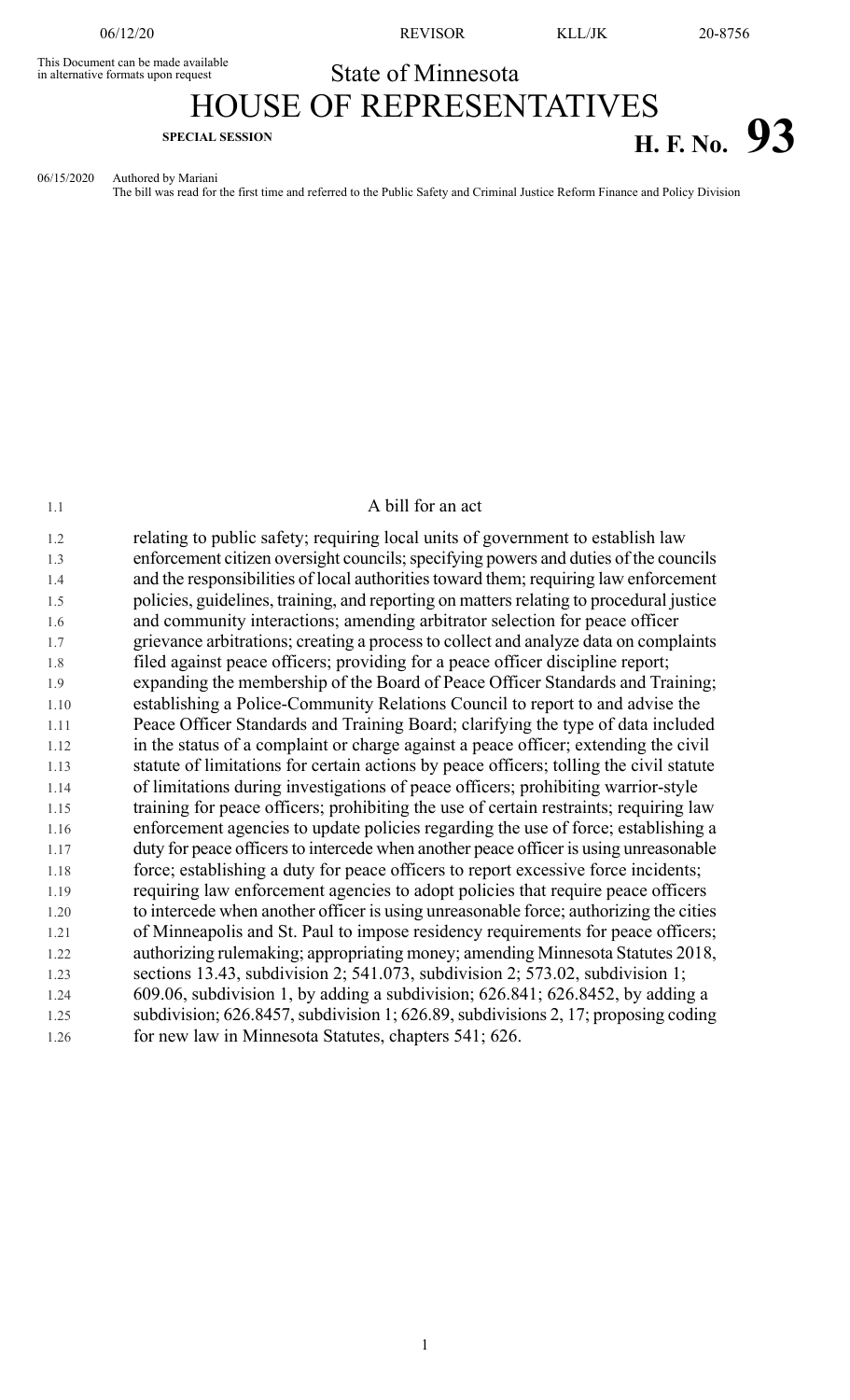This Document can be made available in alternative formats upon request

State of Minnesota

# HOUSE OF REPRESENTATIVES

**SPECIAL SESSION**

# H. F. No. 93

06/15/2020 Authored by Mariani

The bill was read for the first time and referred to the Public Safety and Criminal Justice Reform Finance and Policy Division

A bill for an act

relating to public safety; requiring local units of government to establish law enforcement citizen oversight councils; specifying powers and duties of the councils and the responsibilities of local authorities toward them; requiring law enforcement policies, guidelines, training, and reporting on matters relating to procedural justice and community interactions; amending arbitrator selection for peace officer grievance arbitrations; creating a process to collect and analyze data on complaints filed against peace officers; providing for a peace officer discipline report; expanding the membership of the Board of Peace Officer Standards and Training; establishing a Police-Community Relations Council to report to and advise the Peace Officer Standards and Training Board; clarifying the type of data included in the status of a complaint or charge against a peace officer; extending the civil statute of limitations for certain actions by peace officers; tolling the civil statute of limitations during investigations of peace officers; prohibiting warrior-style training for peace officers; prohibiting the use of certain restraints; requiring law enforcement agencies to update policies regarding the use of force; establishing a duty for peace officers to intercede when another peace officer is using unreasonable force; establishing a duty for peace officers to report excessive force incidents; requiring law enforcement agencies to adopt policies that require peace officers to intercede when another officer is using unreasonable force; authorizing the cities of Minneapolis and St. Paul to impose residency requirements for peace officers; authorizing rulemaking; appropriating money; amending Minnesota Statutes 2018, sections 13.43, subdivision 2; 541.073, subdivision 2; 573.02, subdivision 1; 609.06, subdivision 1, by adding a subdivision; 626.841; 626.8452, by adding a subdivision; 626.8457, subdivision 1; 626.89, subdivisions 2, 17; proposing coding for new law in Minnesota Statutes, chapters 541; 626.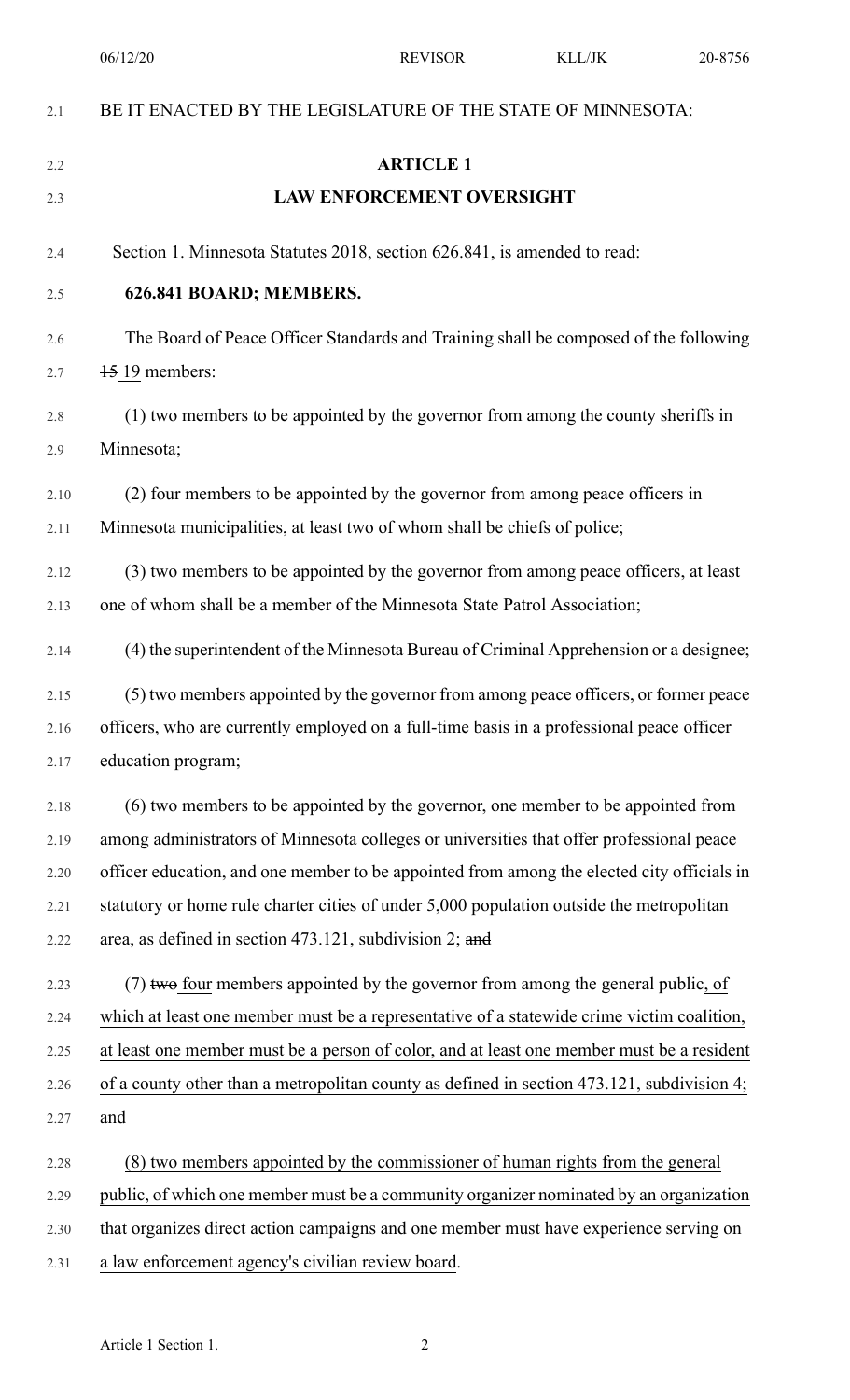BE IT ENACTED BY THE LEGISLATURE OF THE STATE OF MINNESOTA:

## ARTICLE 1

## LAW ENFORCEMENT OVERSIGHT

Section 1. Minnesota Statutes 2018, section 626.841, is amended to read:

**626.841 BOARD; MEMBERS.**

The Board of Peace Officer Standards and Training shall be composed of the following ~~15~~ <u>19</u> members:

(1) two members to be appointed by the governor from among the county sheriffs in Minnesota;

(2) four members to be appointed by the governor from among peace officers in Minnesota municipalities, at least two of whom shall be chiefs of police;

(3) two members to be appointed by the governor from among peace officers, at least one of whom shall be a member of the Minnesota State Patrol Association;

(4) the superintendent of the Minnesota Bureau of Criminal Apprehension or a designee;

(5) two members appointed by the governor from among peace officers, or former peace officers, who are currently employed on a full-time basis in a professional peace officer education program;

(6) two members to be appointed by the governor, one member to be appointed from among administrators of Minnesota colleges or universities that offer professional peace officer education, and one member to be appointed from among the elected city officials in statutory or home rule charter cities of under 5,000 population outside the metropolitan area, as defined in section 473.121, subdivision 2; ~~and~~

(7) ~~two~~ <u>four</u> members appointed by the governor from among the general public<u>, of which at least one member must be a representative of a statewide crime victim coalition, at least one member must be a person of color, and at least one member must be a resident of a county other than a metropolitan county as defined in section 473.121, subdivision 4; and</u>

<u>(8) two members appointed by the commissioner of human rights from the general public, of which one member must be a community organizer nominated by an organization that organizes direct action campaigns and one member must have experience serving on a law enforcement agency's civilian review board</u>.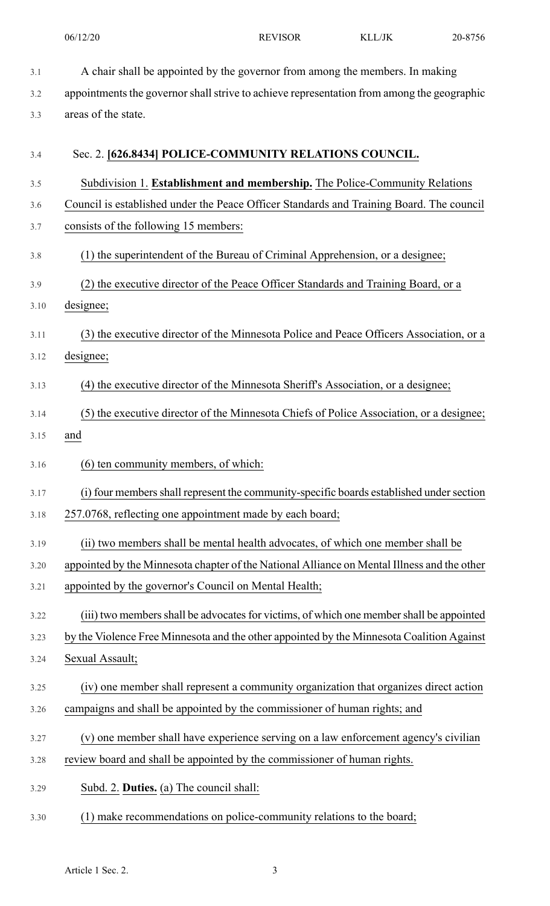A chair shall be appointed by the governor from among the members. In making appointments the governor shall strive to achieve representation from among the geographic areas of the state.

Sec. 2. **[626.8434] POLICE-COMMUNITY RELATIONS COUNCIL.**

Subdivision 1. **Establishment and membership.** The Police-Community Relations Council is established under the Peace Officer Standards and Training Board. The council consists of the following 15 members:

(1) the superintendent of the Bureau of Criminal Apprehension, or a designee;

(2) the executive director of the Peace Officer Standards and Training Board, or a designee;

(3) the executive director of the Minnesota Police and Peace Officers Association, or a designee;

(4) the executive director of the Minnesota Sheriff's Association, or a designee;

(5) the executive director of the Minnesota Chiefs of Police Association, or a designee; and

(6) ten community members, of which:

(i) four members shall represent the community-specific boards established under section 257.0768, reflecting one appointment made by each board;

(ii) two members shall be mental health advocates, of which one member shall be appointed by the Minnesota chapter of the National Alliance on Mental Illness and the other appointed by the governor's Council on Mental Health;

(iii) two members shall be advocates for victims, of which one member shall be appointed by the Violence Free Minnesota and the other appointed by the Minnesota Coalition Against Sexual Assault;

(iv) one member shall represent a community organization that organizes direct action campaigns and shall be appointed by the commissioner of human rights; and

(v) one member shall have experience serving on a law enforcement agency's civilian review board and shall be appointed by the commissioner of human rights.

Subd. 2. **Duties.** (a) The council shall:

(1) make recommendations on police-community relations to the board;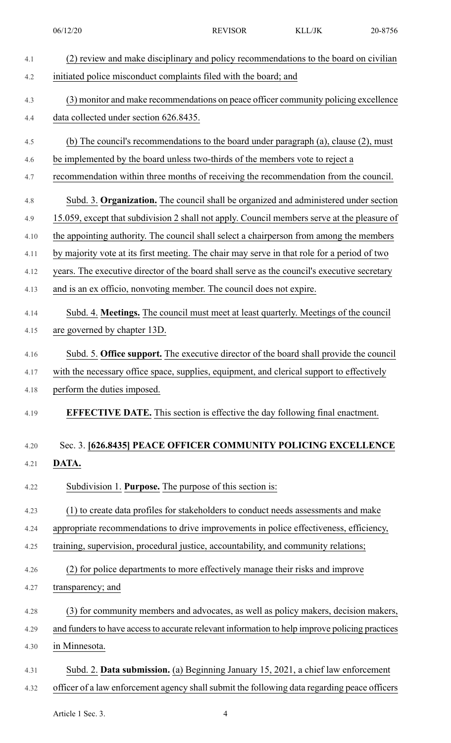(2) review and make disciplinary and policy recommendations to the board on civilian initiated police misconduct complaints filed with the board; and

(3) monitor and make recommendations on peace officer community policing excellence data collected under section 626.8435.

(b) The council's recommendations to the board under paragraph (a), clause (2), must be implemented by the board unless two-thirds of the members vote to reject a recommendation within three months of receiving the recommendation from the council.

Subd. 3. **Organization.** The council shall be organized and administered under section 15.059, except that subdivision 2 shall not apply. Council members serve at the pleasure of the appointing authority. The council shall select a chairperson from among the members by majority vote at its first meeting. The chair may serve in that role for a period of two years. The executive director of the board shall serve as the council's executive secretary and is an ex officio, nonvoting member. The council does not expire.

Subd. 4. **Meetings.** The council must meet at least quarterly. Meetings of the council are governed by chapter 13D.

Subd. 5. **Office support.** The executive director of the board shall provide the council with the necessary office space, supplies, equipment, and clerical support to effectively perform the duties imposed.

**EFFECTIVE DATE.** This section is effective the day following final enactment.

Sec. 3. **[626.8435] PEACE OFFICER COMMUNITY POLICING EXCELLENCE DATA.**

Subdivision 1. **Purpose.** The purpose of this section is:

(1) to create data profiles for stakeholders to conduct needs assessments and make appropriate recommendations to drive improvements in police effectiveness, efficiency, training, supervision, procedural justice, accountability, and community relations;

(2) for police departments to more effectively manage their risks and improve transparency; and

(3) for community members and advocates, as well as policy makers, decision makers, and funders to have access to accurate relevant information to help improve policing practices in Minnesota.

Subd. 2. **Data submission.** (a) Beginning January 15, 2021, a chief law enforcement officer of a law enforcement agency shall submit the following data regarding peace officers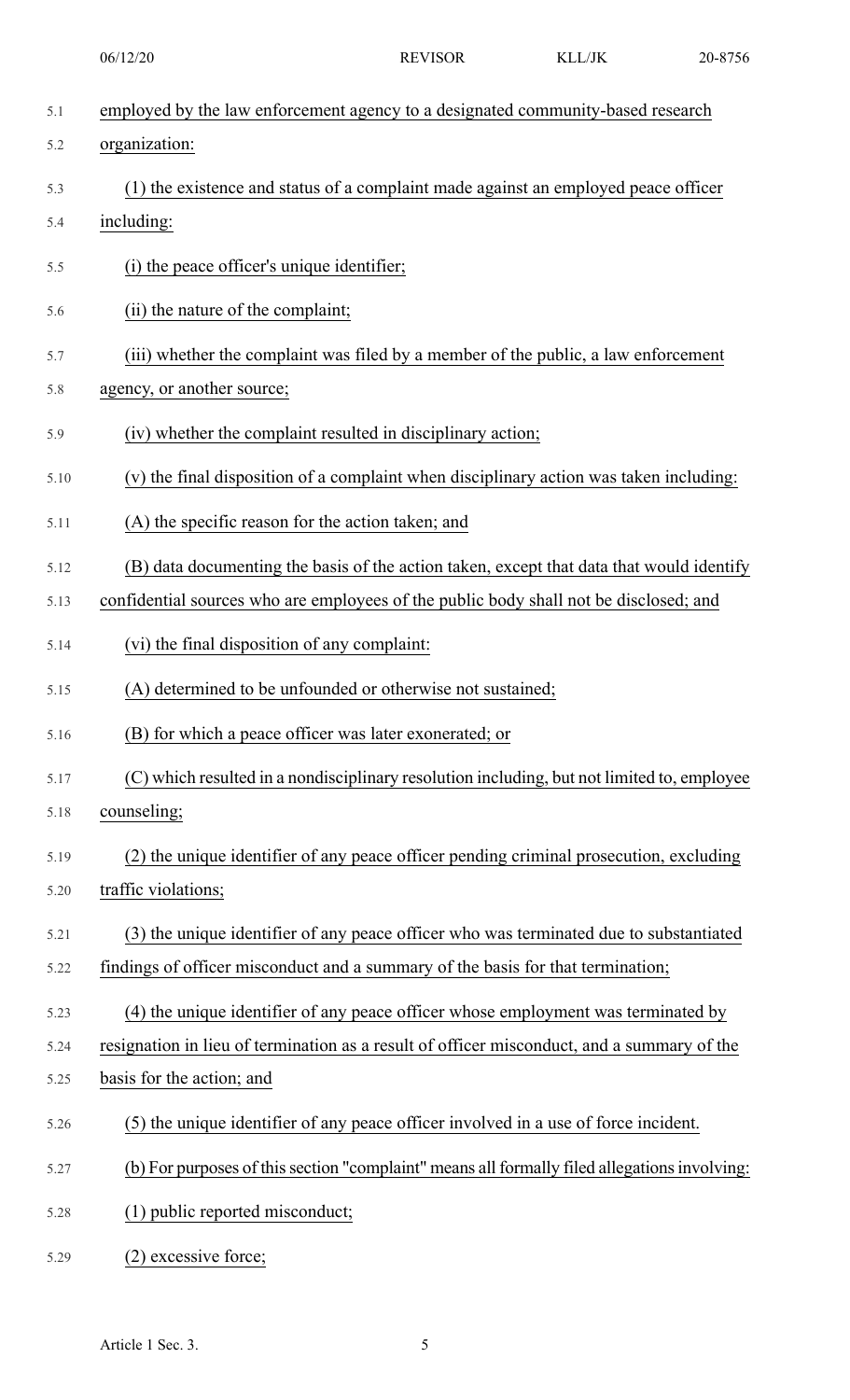employed by the law enforcement agency to a designated community-based research organization:

(1) the existence and status of a complaint made against an employed peace officer including:

(i) the peace officer's unique identifier;

(ii) the nature of the complaint;

(iii) whether the complaint was filed by a member of the public, a law enforcement agency, or another source;

(iv) whether the complaint resulted in disciplinary action;

(v) the final disposition of a complaint when disciplinary action was taken including:

(A) the specific reason for the action taken; and

(B) data documenting the basis of the action taken, except that data that would identify confidential sources who are employees of the public body shall not be disclosed; and

(vi) the final disposition of any complaint:

(A) determined to be unfounded or otherwise not sustained;

(B) for which a peace officer was later exonerated; or

(C) which resulted in a nondisciplinary resolution including, but not limited to, employee counseling;

(2) the unique identifier of any peace officer pending criminal prosecution, excluding traffic violations;

(3) the unique identifier of any peace officer who was terminated due to substantiated findings of officer misconduct and a summary of the basis for that termination;

(4) the unique identifier of any peace officer whose employment was terminated by resignation in lieu of termination as a result of officer misconduct, and a summary of the basis for the action; and

(5) the unique identifier of any peace officer involved in a use of force incident.

(b) For purposes of this section "complaint" means all formally filed allegations involving:

(1) public reported misconduct;

(2) excessive force;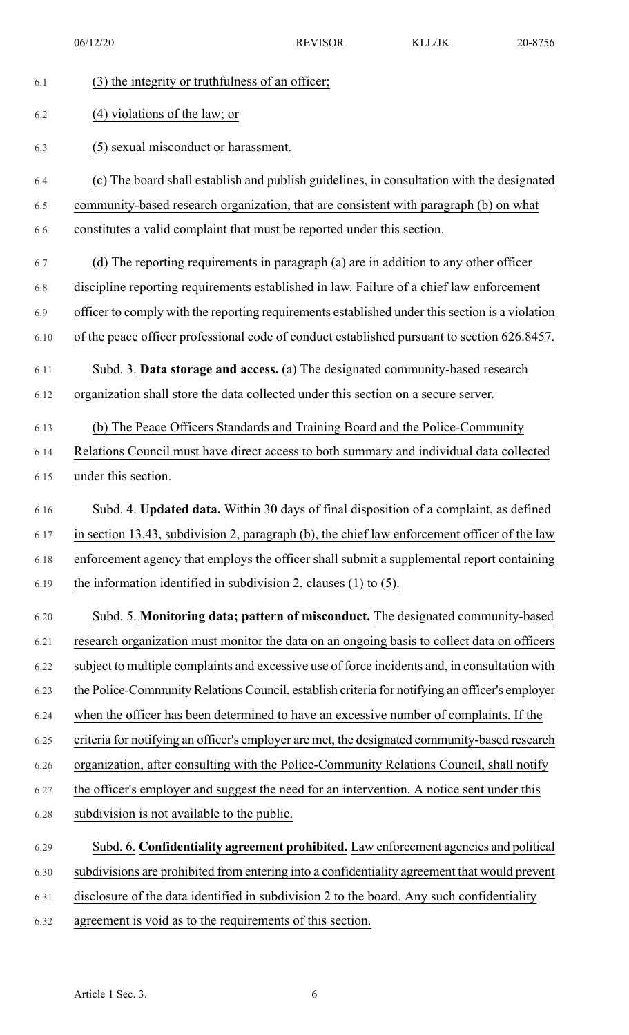(3) the integrity or truthfulness of an officer;

(4) violations of the law; or

(5) sexual misconduct or harassment.

(c) The board shall establish and publish guidelines, in consultation with the designated community-based research organization, that are consistent with paragraph (b) on what constitutes a valid complaint that must be reported under this section.

(d) The reporting requirements in paragraph (a) are in addition to any other officer discipline reporting requirements established in law. Failure of a chief law enforcement officer to comply with the reporting requirements established under this section is a violation of the peace officer professional code of conduct established pursuant to section 626.8457.

Subd. 3. **Data storage and access.** (a) The designated community-based research organization shall store the data collected under this section on a secure server.

(b) The Peace Officers Standards and Training Board and the Police-Community Relations Council must have direct access to both summary and individual data collected under this section.

Subd. 4. **Updated data.** Within 30 days of final disposition of a complaint, as defined in section 13.43, subdivision 2, paragraph (b), the chief law enforcement officer of the law enforcement agency that employs the officer shall submit a supplemental report containing the information identified in subdivision 2, clauses (1) to (5).

Subd. 5. **Monitoring data; pattern of misconduct.** The designated community-based research organization must monitor the data on an ongoing basis to collect data on officers subject to multiple complaints and excessive use of force incidents and, in consultation with the Police-Community Relations Council, establish criteria for notifying an officer's employer when the officer has been determined to have an excessive number of complaints. If the criteria for notifying an officer's employer are met, the designated community-based research organization, after consulting with the Police-Community Relations Council, shall notify the officer's employer and suggest the need for an intervention. A notice sent under this subdivision is not available to the public.

Subd. 6. **Confidentiality agreement prohibited.** Law enforcement agencies and political subdivisions are prohibited from entering into a confidentiality agreement that would prevent disclosure of the data identified in subdivision 2 to the board. Any such confidentiality agreement is void as to the requirements of this section.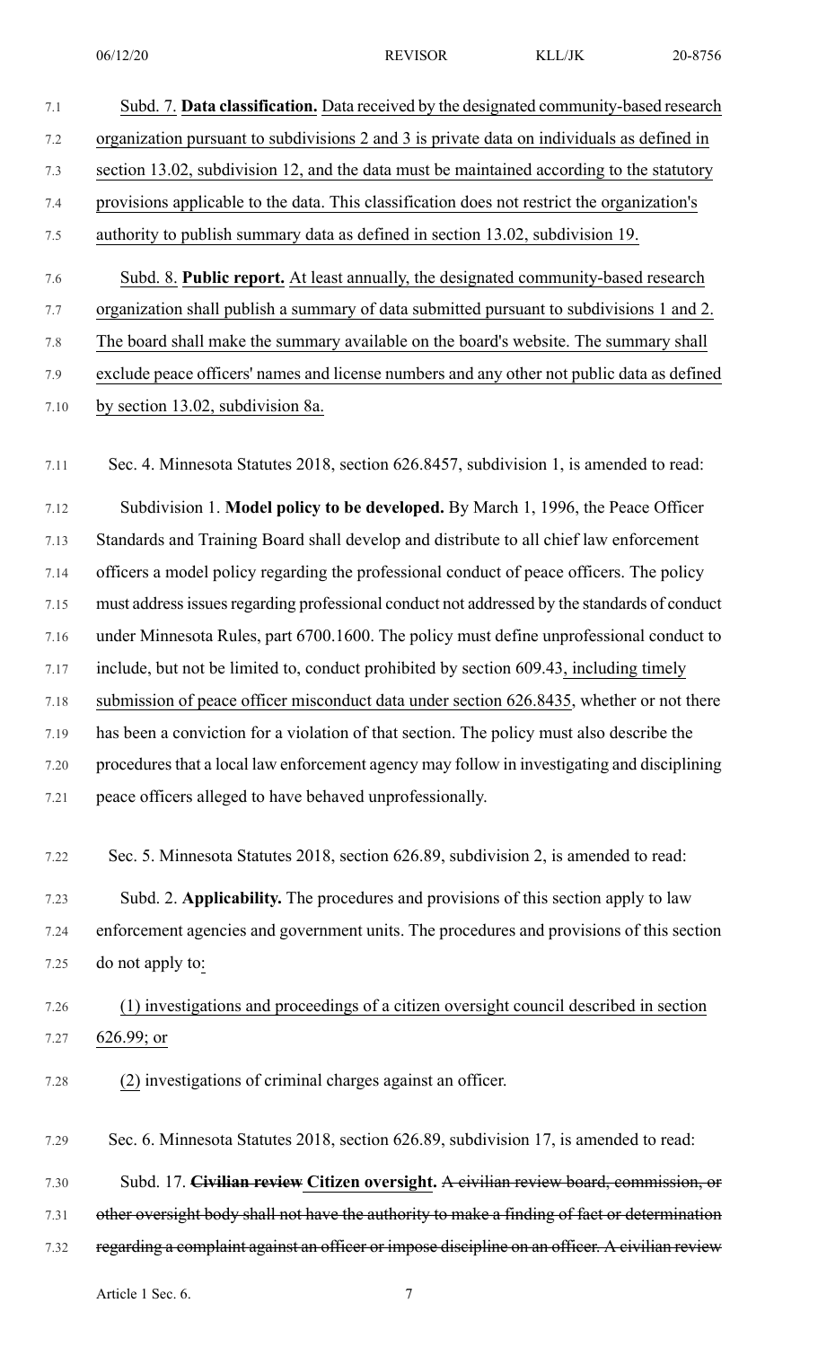Subd. 7. **Data classification.** Data received by the designated community-based research organization pursuant to subdivisions 2 and 3 is private data on individuals as defined in section 13.02, subdivision 12, and the data must be maintained according to the statutory provisions applicable to the data. This classification does not restrict the organization's authority to publish summary data as defined in section 13.02, subdivision 19.

Subd. 8. **Public report.** At least annually, the designated community-based research organization shall publish a summary of data submitted pursuant to subdivisions 1 and 2. The board shall make the summary available on the board's website. The summary shall exclude peace officers' names and license numbers and any other not public data as defined by section 13.02, subdivision 8a.

Sec. 4. Minnesota Statutes 2018, section 626.8457, subdivision 1, is amended to read:

Subdivision 1. **Model policy to be developed.** By March 1, 1996, the Peace Officer Standards and Training Board shall develop and distribute to all chief law enforcement officers a model policy regarding the professional conduct of peace officers. The policy must address issues regarding professional conduct not addressed by the standards of conduct under Minnesota Rules, part 6700.1600. The policy must define unprofessional conduct to include, but not be limited to, conduct prohibited by section 609.43, including timely submission of peace officer misconduct data under section 626.8435, whether or not there has been a conviction for a violation of that section. The policy must also describe the procedures that a local law enforcement agency may follow in investigating and disciplining peace officers alleged to have behaved unprofessionally.

Sec. 5. Minnesota Statutes 2018, section 626.89, subdivision 2, is amended to read:

Subd. 2. **Applicability.** The procedures and provisions of this section apply to law enforcement agencies and government units. The procedures and provisions of this section do not apply to:

(1) investigations and proceedings of a citizen oversight council described in section 626.99; or

(2) investigations of criminal charges against an officer.

Sec. 6. Minnesota Statutes 2018, section 626.89, subdivision 17, is amended to read:

Subd. 17. ~~**Civilian review**~~ **Citizen oversight.** ~~A civilian review board, commission, or other oversight body shall not have the authority to make a finding of fact or determination regarding a complaint against an officer or impose discipline on an officer. A civilian review~~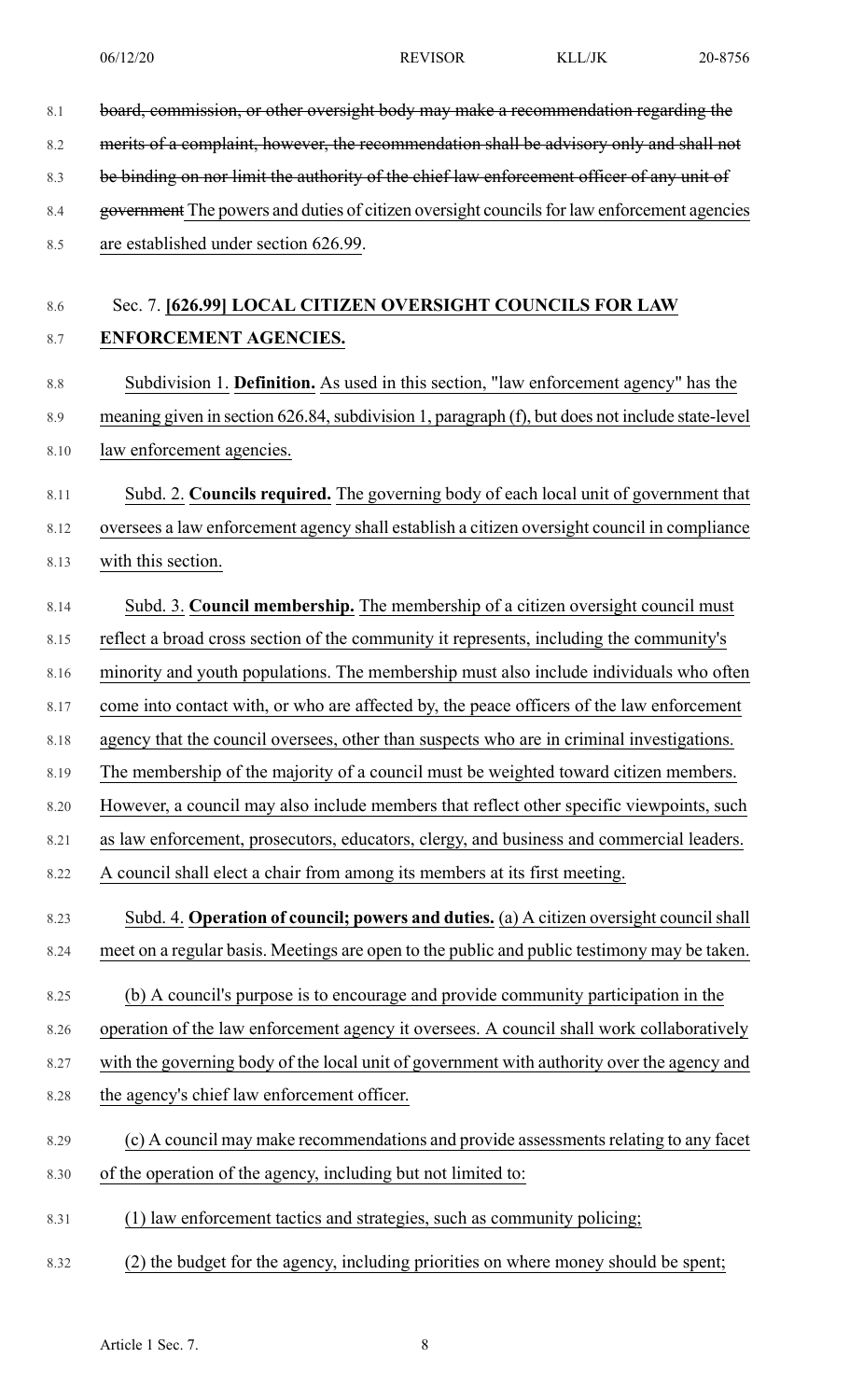~~board, commission, or other oversight body may make a recommendation regarding the merits of a complaint, however, the recommendation shall be advisory only and shall not be binding on nor limit the authority of the chief law enforcement officer of any unit of government~~ The powers and duties of citizen oversight councils for law enforcement agencies are established under section 626.99.

Sec. 7. **[626.99] LOCAL CITIZEN OVERSIGHT COUNCILS FOR LAW ENFORCEMENT AGENCIES.**

Subdivision 1. **Definition.** As used in this section, "law enforcement agency" has the meaning given in section 626.84, subdivision 1, paragraph (f), but does not include state-level law enforcement agencies.

Subd. 2. **Councils required.** The governing body of each local unit of government that oversees a law enforcement agency shall establish a citizen oversight council in compliance with this section.

Subd. 3. **Council membership.** The membership of a citizen oversight council must reflect a broad cross section of the community it represents, including the community's minority and youth populations. The membership must also include individuals who often come into contact with, or who are affected by, the peace officers of the law enforcement agency that the council oversees, other than suspects who are in criminal investigations. The membership of the majority of a council must be weighted toward citizen members. However, a council may also include members that reflect other specific viewpoints, such as law enforcement, prosecutors, educators, clergy, and business and commercial leaders. A council shall elect a chair from among its members at its first meeting.

Subd. 4. **Operation of council; powers and duties.** (a) A citizen oversight council shall meet on a regular basis. Meetings are open to the public and public testimony may be taken.

(b) A council's purpose is to encourage and provide community participation in the operation of the law enforcement agency it oversees. A council shall work collaboratively with the governing body of the local unit of government with authority over the agency and the agency's chief law enforcement officer.

(c) A council may make recommendations and provide assessments relating to any facet of the operation of the agency, including but not limited to:

(1) law enforcement tactics and strategies, such as community policing;

(2) the budget for the agency, including priorities on where money should be spent;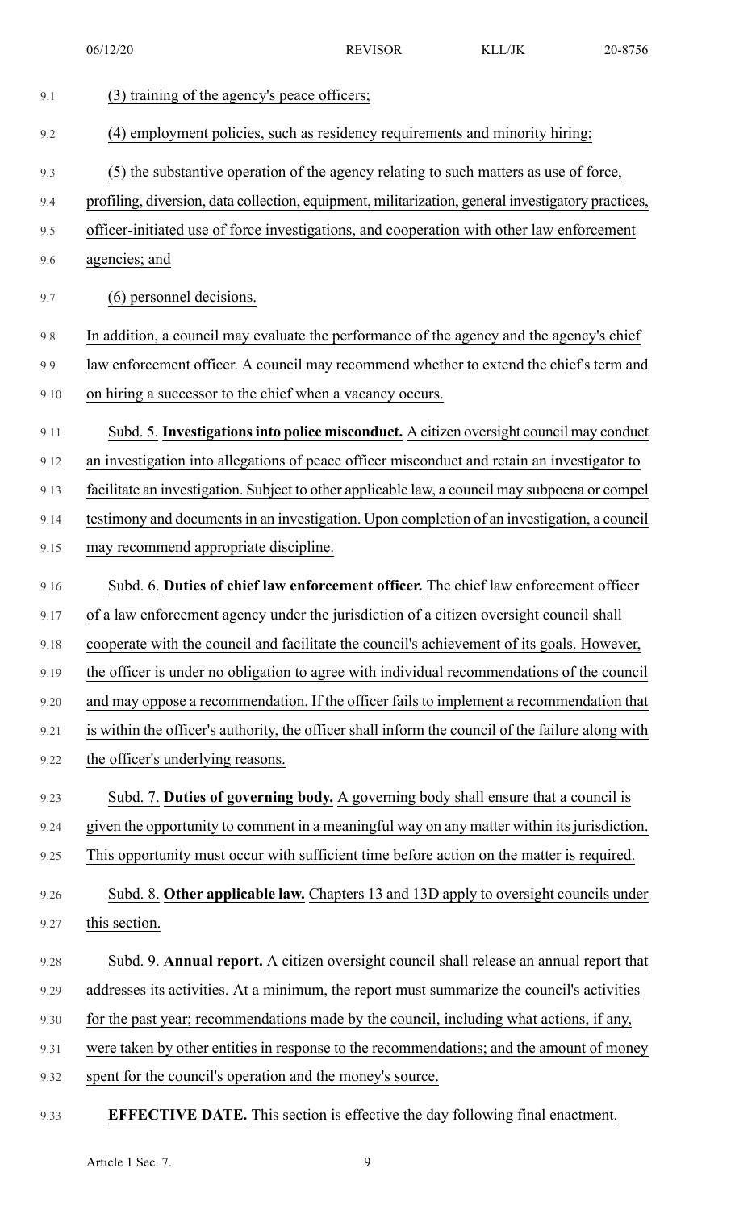(3) training of the agency's peace officers;

(4) employment policies, such as residency requirements and minority hiring;

(5) the substantive operation of the agency relating to such matters as use of force, profiling, diversion, data collection, equipment, militarization, general investigatory practices, officer-initiated use of force investigations, and cooperation with other law enforcement agencies; and

(6) personnel decisions.

In addition, a council may evaluate the performance of the agency and the agency's chief law enforcement officer. A council may recommend whether to extend the chief's term and on hiring a successor to the chief when a vacancy occurs.

Subd. 5. **Investigations into police misconduct.** A citizen oversight council may conduct an investigation into allegations of peace officer misconduct and retain an investigator to facilitate an investigation. Subject to other applicable law, a council may subpoena or compel testimony and documents in an investigation. Upon completion of an investigation, a council may recommend appropriate discipline.

Subd. 6. **Duties of chief law enforcement officer.** The chief law enforcement officer of a law enforcement agency under the jurisdiction of a citizen oversight council shall cooperate with the council and facilitate the council's achievement of its goals. However, the officer is under no obligation to agree with individual recommendations of the council and may oppose a recommendation. If the officer fails to implement a recommendation that is within the officer's authority, the officer shall inform the council of the failure along with the officer's underlying reasons.

Subd. 7. **Duties of governing body.** A governing body shall ensure that a council is given the opportunity to comment in a meaningful way on any matter within its jurisdiction. This opportunity must occur with sufficient time before action on the matter is required.

Subd. 8. **Other applicable law.** Chapters 13 and 13D apply to oversight councils under this section.

Subd. 9. **Annual report.** A citizen oversight council shall release an annual report that addresses its activities. At a minimum, the report must summarize the council's activities for the past year; recommendations made by the council, including what actions, if any, were taken by other entities in response to the recommendations; and the amount of money spent for the council's operation and the money's source.

**EFFECTIVE DATE.** This section is effective the day following final enactment.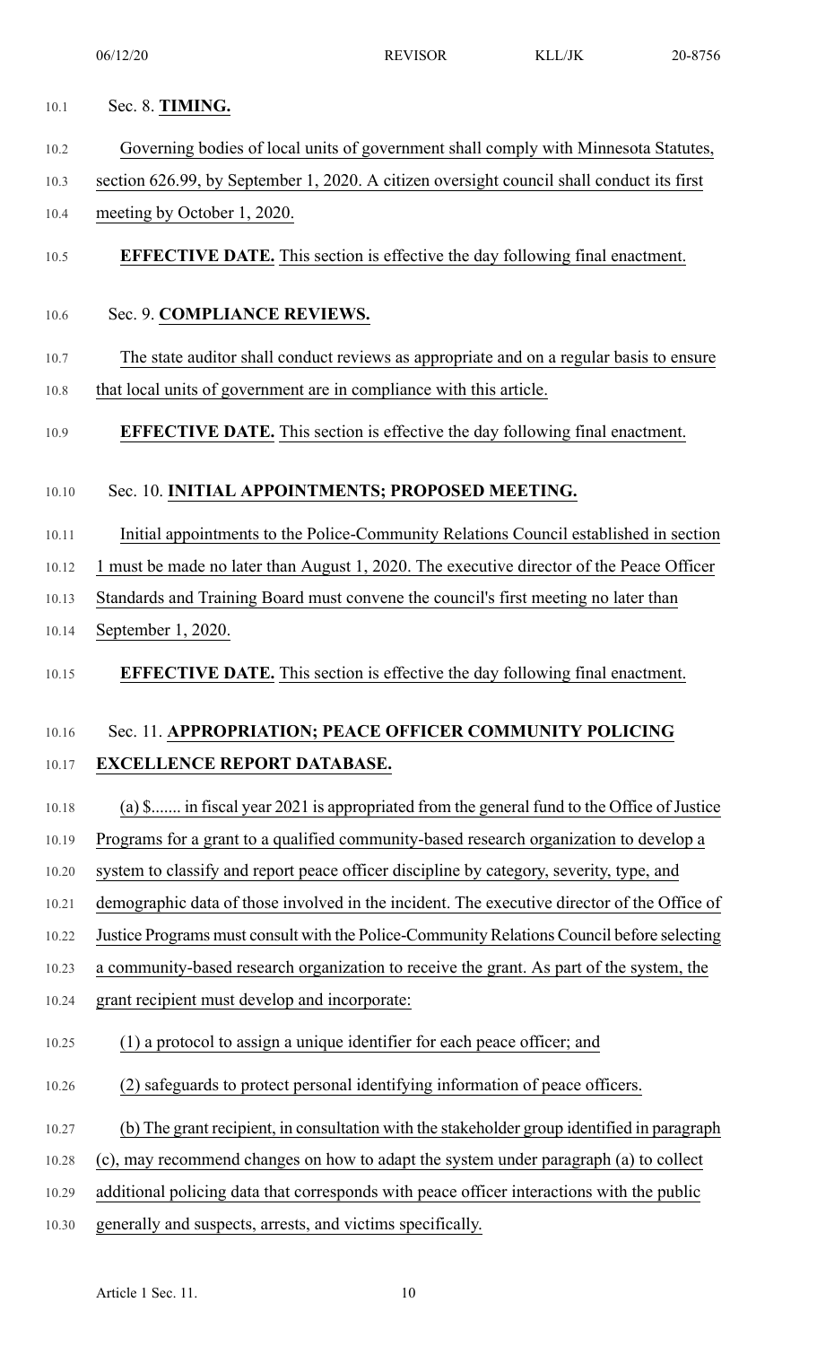Sec. 8. **TIMING.**

Governing bodies of local units of government shall comply with Minnesota Statutes, section 626.99, by September 1, 2020. A citizen oversight council shall conduct its first meeting by October 1, 2020.

**EFFECTIVE DATE.** This section is effective the day following final enactment.

Sec. 9. **COMPLIANCE REVIEWS.**

The state auditor shall conduct reviews as appropriate and on a regular basis to ensure that local units of government are in compliance with this article.

**EFFECTIVE DATE.** This section is effective the day following final enactment.

Sec. 10. **INITIAL APPOINTMENTS; PROPOSED MEETING.**

Initial appointments to the Police-Community Relations Council established in section 1 must be made no later than August 1, 2020. The executive director of the Peace Officer Standards and Training Board must convene the council's first meeting no later than September 1, 2020.

**EFFECTIVE DATE.** This section is effective the day following final enactment.

Sec. 11. **APPROPRIATION; PEACE OFFICER COMMUNITY POLICING EXCELLENCE REPORT DATABASE.**

(a) $....... in fiscal year 2021 is appropriated from the general fund to the Office of Justice Programs for a grant to a qualified community-based research organization to develop a system to classify and report peace officer discipline by category, severity, type, and demographic data of those involved in the incident. The executive director of the Office of Justice Programs must consult with the Police-Community Relations Council before selecting a community-based research organization to receive the grant. As part of the system, the grant recipient must develop and incorporate:

(1) a protocol to assign a unique identifier for each peace officer; and

(2) safeguards to protect personal identifying information of peace officers.

(b) The grant recipient, in consultation with the stakeholder group identified in paragraph (c), may recommend changes on how to adapt the system under paragraph (a) to collect additional policing data that corresponds with peace officer interactions with the public generally and suspects, arrests, and victims specifically.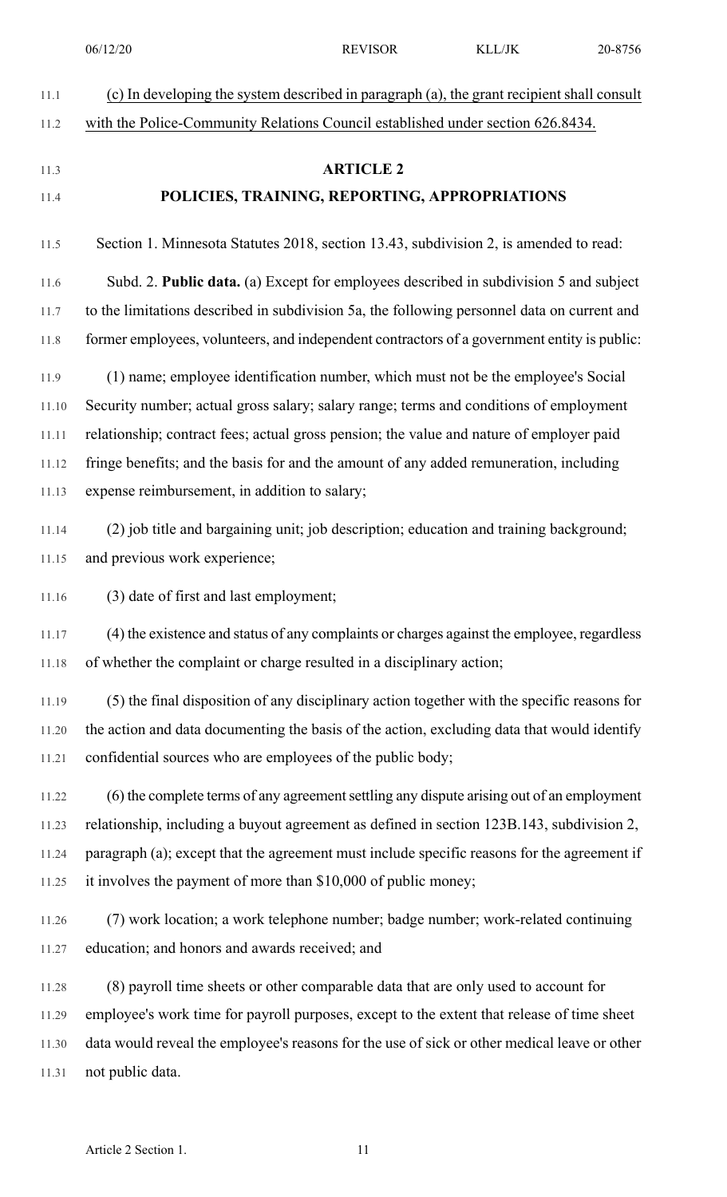(c) In developing the system described in paragraph (a), the grant recipient shall consult with the Police-Community Relations Council established under section 626.8434.

## ARTICLE 2

## POLICIES, TRAINING, REPORTING, APPROPRIATIONS

Section 1. Minnesota Statutes 2018, section 13.43, subdivision 2, is amended to read:

Subd. 2. **Public data.** (a) Except for employees described in subdivision 5 and subject to the limitations described in subdivision 5a, the following personnel data on current and former employees, volunteers, and independent contractors of a government entity is public:

(1) name; employee identification number, which must not be the employee's Social Security number; actual gross salary; salary range; terms and conditions of employment relationship; contract fees; actual gross pension; the value and nature of employer paid fringe benefits; and the basis for and the amount of any added remuneration, including expense reimbursement, in addition to salary;

(2) job title and bargaining unit; job description; education and training background; and previous work experience;

(3) date of first and last employment;

(4) the existence and status of any complaints or charges against the employee, regardless of whether the complaint or charge resulted in a disciplinary action;

(5) the final disposition of any disciplinary action together with the specific reasons for the action and data documenting the basis of the action, excluding data that would identify confidential sources who are employees of the public body;

(6) the complete terms of any agreement settling any dispute arising out of an employment relationship, including a buyout agreement as defined in section 123B.143, subdivision 2, paragraph (a); except that the agreement must include specific reasons for the agreement if it involves the payment of more than $10,000 of public money;

(7) work location; a work telephone number; badge number; work-related continuing education; and honors and awards received; and

(8) payroll time sheets or other comparable data that are only used to account for employee's work time for payroll purposes, except to the extent that release of time sheet data would reveal the employee's reasons for the use of sick or other medical leave or other not public data.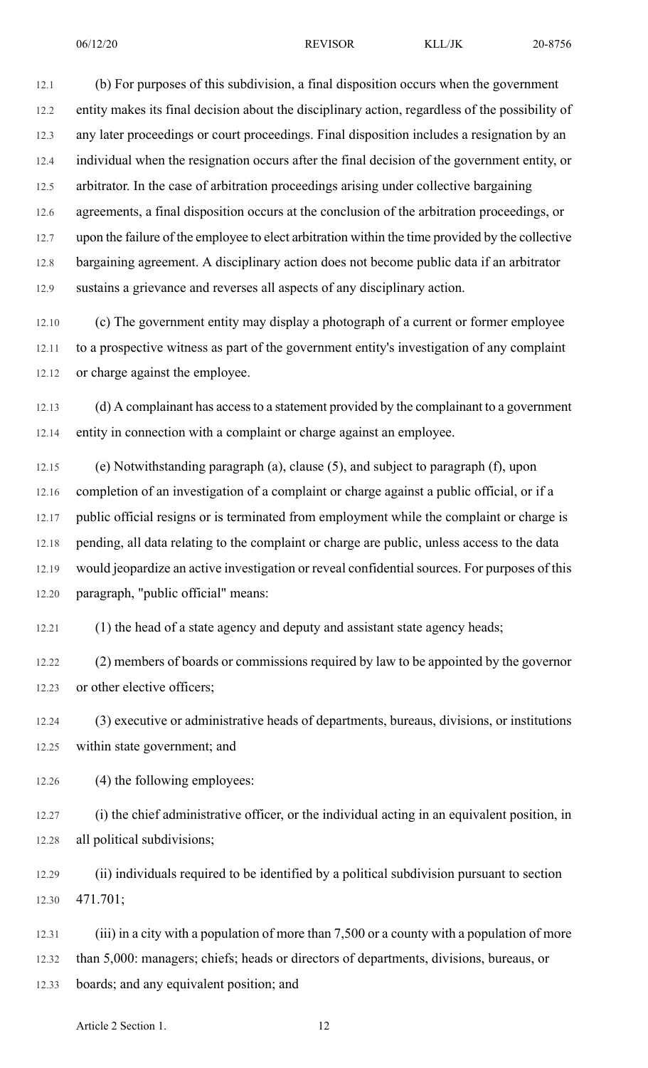(b) For purposes of this subdivision, a final disposition occurs when the government entity makes its final decision about the disciplinary action, regardless of the possibility of any later proceedings or court proceedings. Final disposition includes a resignation by an individual when the resignation occurs after the final decision of the government entity, or arbitrator. In the case of arbitration proceedings arising under collective bargaining agreements, a final disposition occurs at the conclusion of the arbitration proceedings, or upon the failure of the employee to elect arbitration within the time provided by the collective bargaining agreement. A disciplinary action does not become public data if an arbitrator sustains a grievance and reverses all aspects of any disciplinary action.

(c) The government entity may display a photograph of a current or former employee to a prospective witness as part of the government entity's investigation of any complaint or charge against the employee.

(d) A complainant has access to a statement provided by the complainant to a government entity in connection with a complaint or charge against an employee.

(e) Notwithstanding paragraph (a), clause (5), and subject to paragraph (f), upon completion of an investigation of a complaint or charge against a public official, or if a public official resigns or is terminated from employment while the complaint or charge is pending, all data relating to the complaint or charge are public, unless access to the data would jeopardize an active investigation or reveal confidential sources. For purposes of this paragraph, "public official" means:

(1) the head of a state agency and deputy and assistant state agency heads;

(2) members of boards or commissions required by law to be appointed by the governor or other elective officers;

(3) executive or administrative heads of departments, bureaus, divisions, or institutions within state government; and

(4) the following employees:

(i) the chief administrative officer, or the individual acting in an equivalent position, in all political subdivisions;

(ii) individuals required to be identified by a political subdivision pursuant to section 471.701;

(iii) in a city with a population of more than 7,500 or a county with a population of more than 5,000: managers; chiefs; heads or directors of departments, divisions, bureaus, or boards; and any equivalent position; and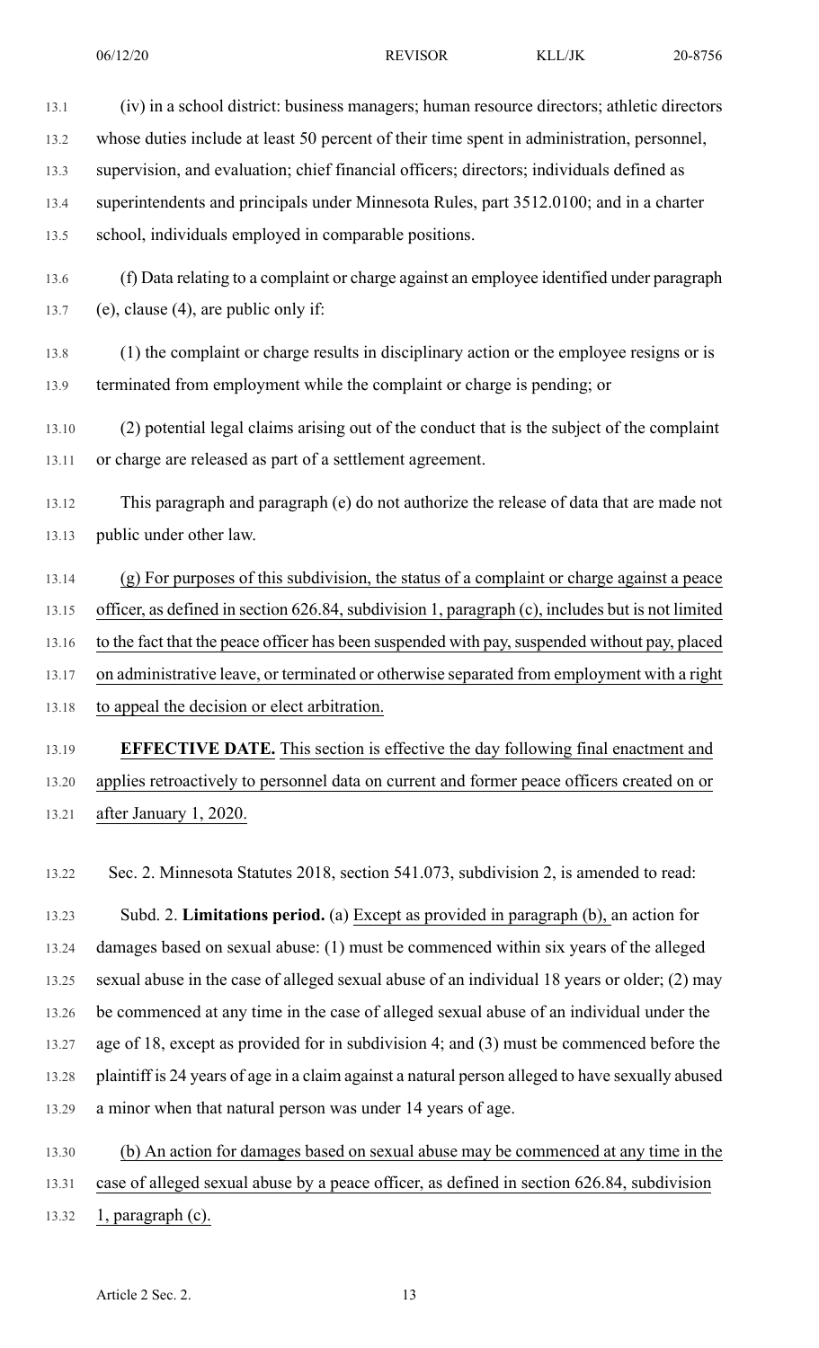(iv) in a school district: business managers; human resource directors; athletic directors whose duties include at least 50 percent of their time spent in administration, personnel, supervision, and evaluation; chief financial officers; directors; individuals defined as superintendents and principals under Minnesota Rules, part 3512.0100; and in a charter school, individuals employed in comparable positions.

(f) Data relating to a complaint or charge against an employee identified under paragraph (e), clause (4), are public only if:

(1) the complaint or charge results in disciplinary action or the employee resigns or is terminated from employment while the complaint or charge is pending; or

(2) potential legal claims arising out of the conduct that is the subject of the complaint or charge are released as part of a settlement agreement.

This paragraph and paragraph (e) do not authorize the release of data that are made not public under other law.

(g) For purposes of this subdivision, the status of a complaint or charge against a peace officer, as defined in section 626.84, subdivision 1, paragraph (c), includes but is not limited to the fact that the peace officer has been suspended with pay, suspended without pay, placed on administrative leave, or terminated or otherwise separated from employment with a right to appeal the decision or elect arbitration.

**EFFECTIVE DATE.** This section is effective the day following final enactment and applies retroactively to personnel data on current and former peace officers created on or after January 1, 2020.

Sec. 2. Minnesota Statutes 2018, section 541.073, subdivision 2, is amended to read:

Subd. 2. **Limitations period.** (a) Except as provided in paragraph (b), an action for damages based on sexual abuse: (1) must be commenced within six years of the alleged sexual abuse in the case of alleged sexual abuse of an individual 18 years or older; (2) may be commenced at any time in the case of alleged sexual abuse of an individual under the age of 18, except as provided for in subdivision 4; and (3) must be commenced before the plaintiff is 24 years of age in a claim against a natural person alleged to have sexually abused a minor when that natural person was under 14 years of age.

(b) An action for damages based on sexual abuse may be commenced at any time in the case of alleged sexual abuse by a peace officer, as defined in section 626.84, subdivision 1, paragraph (c).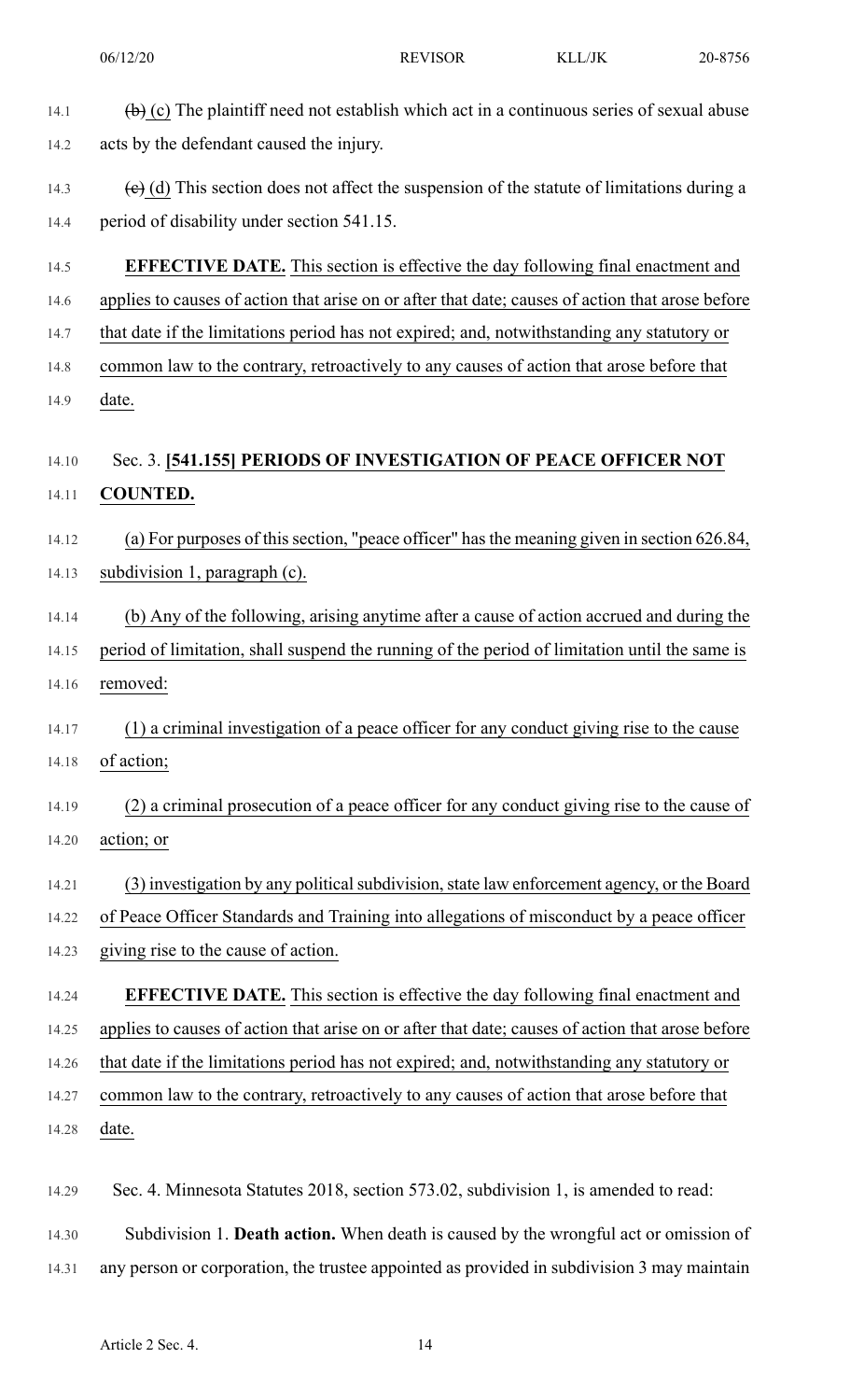~~(b)~~ (c) The plaintiff need not establish which act in a continuous series of sexual abuse acts by the defendant caused the injury.

~~(c)~~ (d) This section does not affect the suspension of the statute of limitations during a period of disability under section 541.15.

**EFFECTIVE DATE.** This section is effective the day following final enactment and applies to causes of action that arise on or after that date; causes of action that arose before that date if the limitations period has not expired; and, notwithstanding any statutory or common law to the contrary, retroactively to any causes of action that arose before that date.

Sec. 3. **[541.155] PERIODS OF INVESTIGATION OF PEACE OFFICER NOT COUNTED.**

(a) For purposes of this section, "peace officer" has the meaning given in section 626.84, subdivision 1, paragraph (c).

(b) Any of the following, arising anytime after a cause of action accrued and during the period of limitation, shall suspend the running of the period of limitation until the same is removed:

(1) a criminal investigation of a peace officer for any conduct giving rise to the cause of action;

(2) a criminal prosecution of a peace officer for any conduct giving rise to the cause of action; or

(3) investigation by any political subdivision, state law enforcement agency, or the Board of Peace Officer Standards and Training into allegations of misconduct by a peace officer giving rise to the cause of action.

**EFFECTIVE DATE.** This section is effective the day following final enactment and applies to causes of action that arise on or after that date; causes of action that arose before that date if the limitations period has not expired; and, notwithstanding any statutory or common law to the contrary, retroactively to any causes of action that arose before that date.

Sec. 4. Minnesota Statutes 2018, section 573.02, subdivision 1, is amended to read:

Subdivision 1. **Death action.** When death is caused by the wrongful act or omission of any person or corporation, the trustee appointed as provided in subdivision 3 may maintain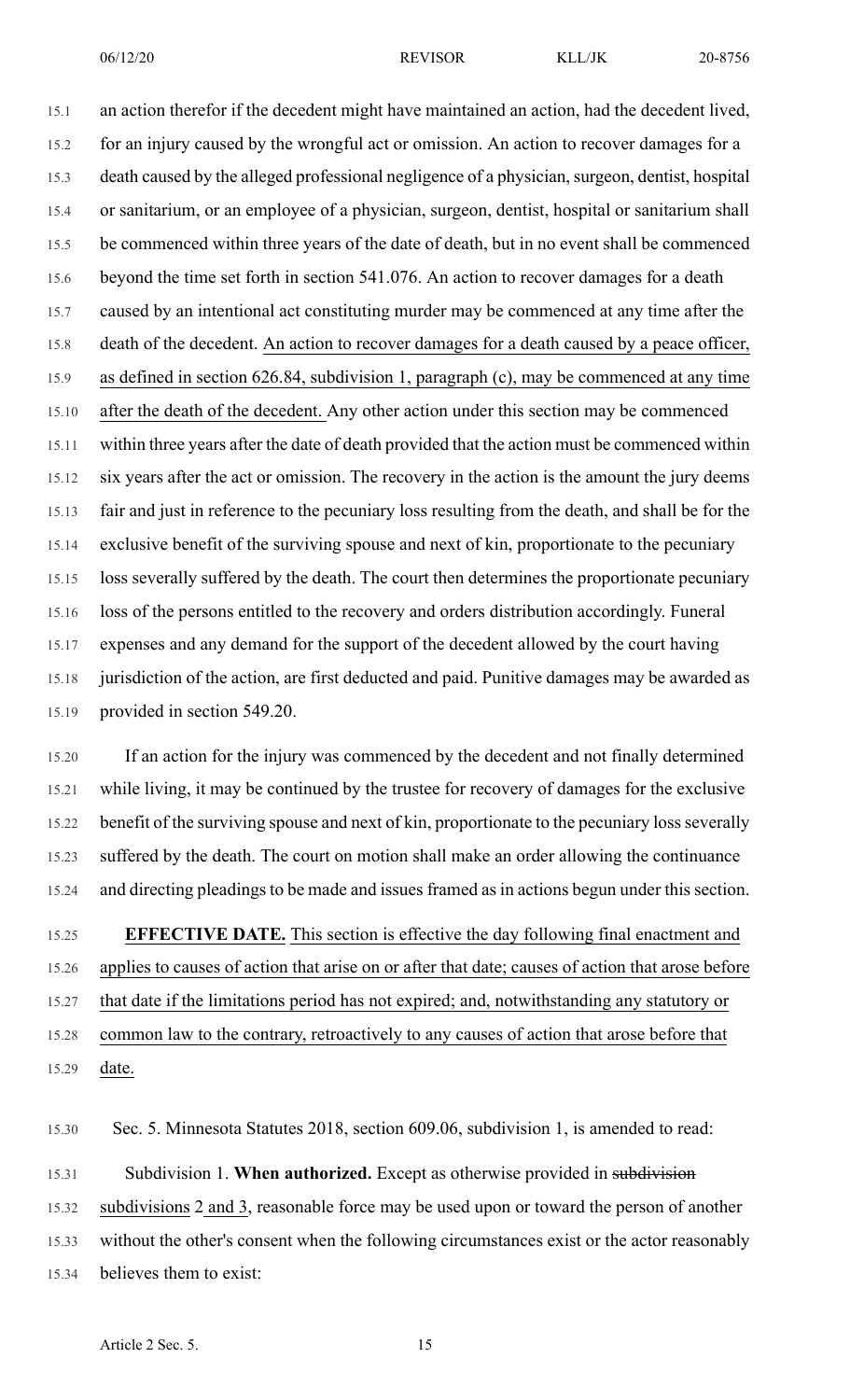an action therefor if the decedent might have maintained an action, had the decedent lived, for an injury caused by the wrongful act or omission. An action to recover damages for a death caused by the alleged professional negligence of a physician, surgeon, dentist, hospital or sanitarium, or an employee of a physician, surgeon, dentist, hospital or sanitarium shall be commenced within three years of the date of death, but in no event shall be commenced beyond the time set forth in section 541.076. An action to recover damages for a death caused by an intentional act constituting murder may be commenced at any time after the death of the decedent. An action to recover damages for a death caused by a peace officer, as defined in section 626.84, subdivision 1, paragraph (c), may be commenced at any time after the death of the decedent. Any other action under this section may be commenced within three years after the date of death provided that the action must be commenced within six years after the act or omission. The recovery in the action is the amount the jury deems fair and just in reference to the pecuniary loss resulting from the death, and shall be for the exclusive benefit of the surviving spouse and next of kin, proportionate to the pecuniary loss severally suffered by the death. The court then determines the proportionate pecuniary loss of the persons entitled to the recovery and orders distribution accordingly. Funeral expenses and any demand for the support of the decedent allowed by the court having jurisdiction of the action, are first deducted and paid. Punitive damages may be awarded as provided in section 549.20.

If an action for the injury was commenced by the decedent and not finally determined while living, it may be continued by the trustee for recovery of damages for the exclusive benefit of the surviving spouse and next of kin, proportionate to the pecuniary loss severally suffered by the death. The court on motion shall make an order allowing the continuance and directing pleadings to be made and issues framed as in actions begun under this section.

**EFFECTIVE DATE.** This section is effective the day following final enactment and applies to causes of action that arise on or after that date; causes of action that arose before that date if the limitations period has not expired; and, notwithstanding any statutory or common law to the contrary, retroactively to any causes of action that arose before that date.

Sec. 5. Minnesota Statutes 2018, section 609.06, subdivision 1, is amended to read:

Subdivision 1. **When authorized.** Except as otherwise provided in ~~subdivision~~ subdivisions 2 and 3, reasonable force may be used upon or toward the person of another without the other's consent when the following circumstances exist or the actor reasonably believes them to exist: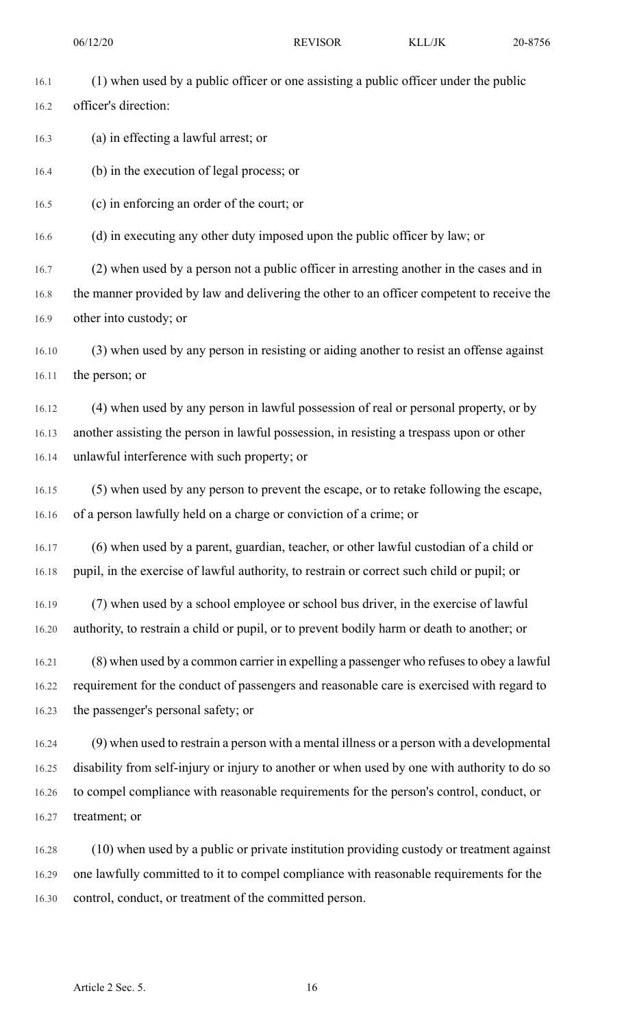(1) when used by a public officer or one assisting a public officer under the public officer's direction:

(a) in effecting a lawful arrest; or

(b) in the execution of legal process; or

(c) in enforcing an order of the court; or

(d) in executing any other duty imposed upon the public officer by law; or

(2) when used by a person not a public officer in arresting another in the cases and in the manner provided by law and delivering the other to an officer competent to receive the other into custody; or

(3) when used by any person in resisting or aiding another to resist an offense against the person; or

(4) when used by any person in lawful possession of real or personal property, or by another assisting the person in lawful possession, in resisting a trespass upon or other unlawful interference with such property; or

(5) when used by any person to prevent the escape, or to retake following the escape, of a person lawfully held on a charge or conviction of a crime; or

(6) when used by a parent, guardian, teacher, or other lawful custodian of a child or pupil, in the exercise of lawful authority, to restrain or correct such child or pupil; or

(7) when used by a school employee or school bus driver, in the exercise of lawful authority, to restrain a child or pupil, or to prevent bodily harm or death to another; or

(8) when used by a common carrier in expelling a passenger who refuses to obey a lawful requirement for the conduct of passengers and reasonable care is exercised with regard to the passenger's personal safety; or

(9) when used to restrain a person with a mental illness or a person with a developmental disability from self-injury or injury to another or when used by one with authority to do so to compel compliance with reasonable requirements for the person's control, conduct, or treatment; or

(10) when used by a public or private institution providing custody or treatment against one lawfully committed to it to compel compliance with reasonable requirements for the control, conduct, or treatment of the committed person.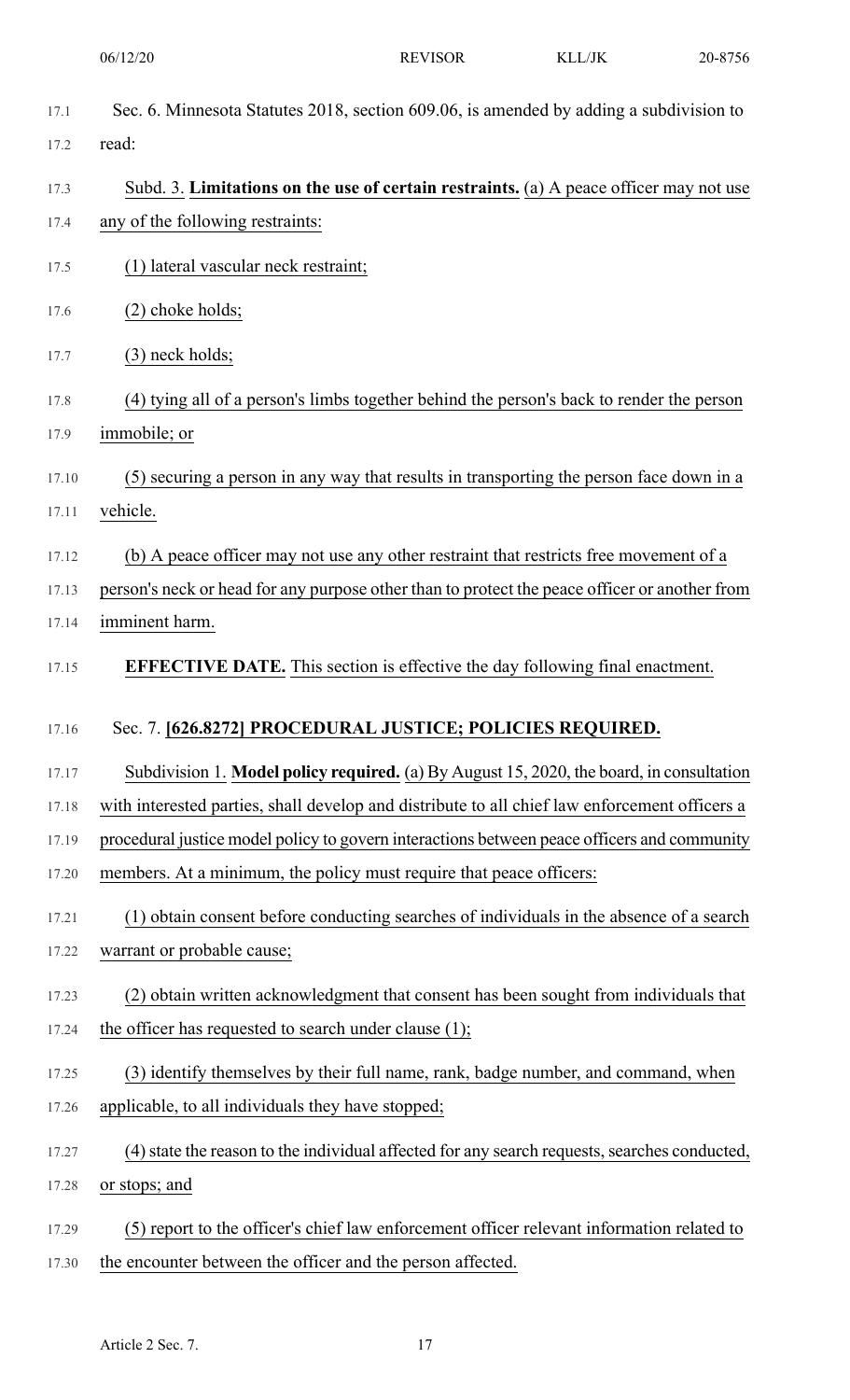Sec. 6. Minnesota Statutes 2018, section 609.06, is amended by adding a subdivision to read:

Subd. 3. **Limitations on the use of certain restraints.** (a) A peace officer may not use any of the following restraints:

(1) lateral vascular neck restraint;

(2) choke holds;

(3) neck holds;

(4) tying all of a person's limbs together behind the person's back to render the person immobile; or

(5) securing a person in any way that results in transporting the person face down in a vehicle.

(b) A peace officer may not use any other restraint that restricts free movement of a person's neck or head for any purpose other than to protect the peace officer or another from imminent harm.

**EFFECTIVE DATE.** This section is effective the day following final enactment.

Sec. 7. **[626.8272] PROCEDURAL JUSTICE; POLICIES REQUIRED.**

Subdivision 1. **Model policy required.** (a) By August 15, 2020, the board, in consultation with interested parties, shall develop and distribute to all chief law enforcement officers a procedural justice model policy to govern interactions between peace officers and community members. At a minimum, the policy must require that peace officers:

(1) obtain consent before conducting searches of individuals in the absence of a search warrant or probable cause;

(2) obtain written acknowledgment that consent has been sought from individuals that the officer has requested to search under clause (1);

(3) identify themselves by their full name, rank, badge number, and command, when applicable, to all individuals they have stopped;

(4) state the reason to the individual affected for any search requests, searches conducted, or stops; and

(5) report to the officer's chief law enforcement officer relevant information related to the encounter between the officer and the person affected.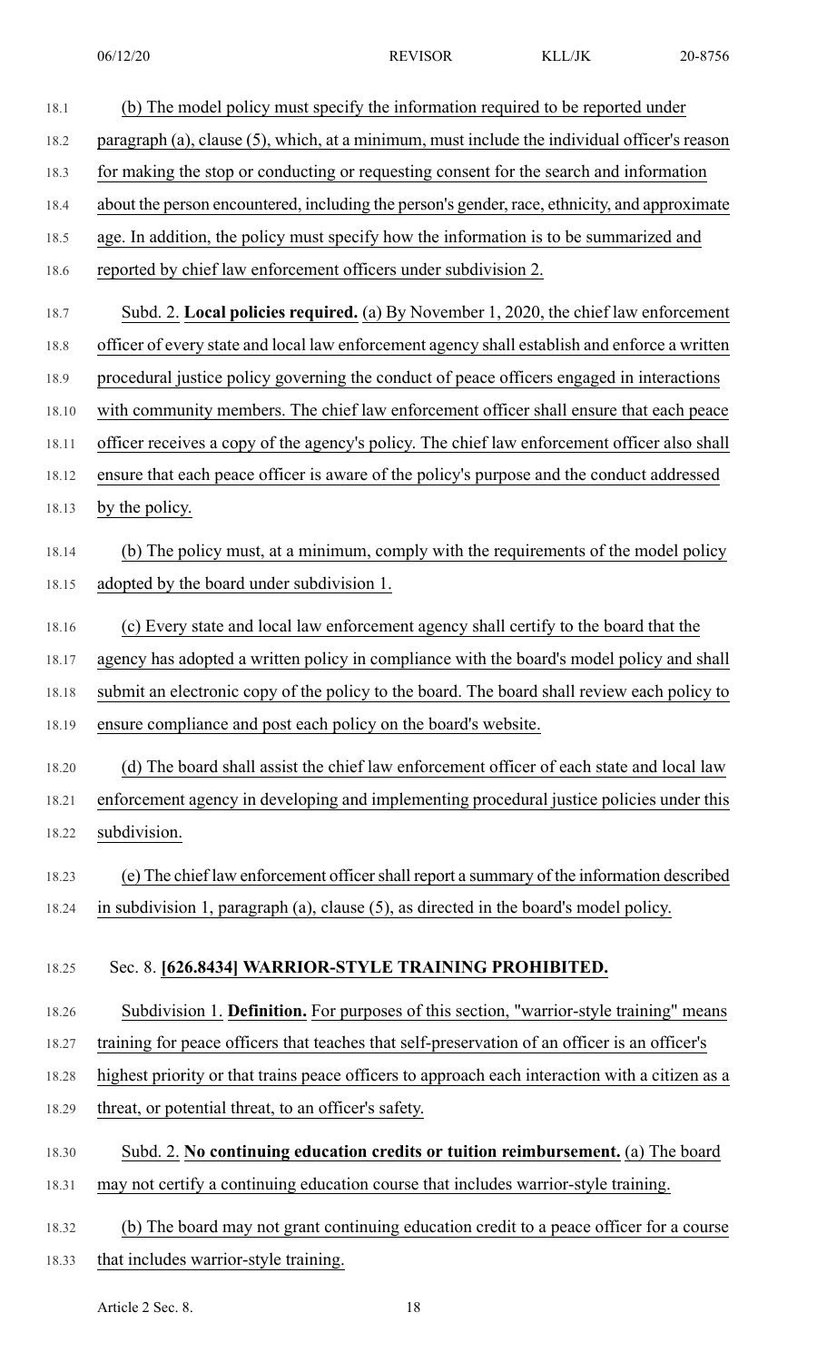(b) The model policy must specify the information required to be reported under paragraph (a), clause (5), which, at a minimum, must include the individual officer's reason for making the stop or conducting or requesting consent for the search and information about the person encountered, including the person's gender, race, ethnicity, and approximate age. In addition, the policy must specify how the information is to be summarized and reported by chief law enforcement officers under subdivision 2.

Subd. 2. **Local policies required.** (a) By November 1, 2020, the chief law enforcement officer of every state and local law enforcement agency shall establish and enforce a written procedural justice policy governing the conduct of peace officers engaged in interactions with community members. The chief law enforcement officer shall ensure that each peace officer receives a copy of the agency's policy. The chief law enforcement officer also shall ensure that each peace officer is aware of the policy's purpose and the conduct addressed by the policy.

(b) The policy must, at a minimum, comply with the requirements of the model policy adopted by the board under subdivision 1.

(c) Every state and local law enforcement agency shall certify to the board that the agency has adopted a written policy in compliance with the board's model policy and shall submit an electronic copy of the policy to the board. The board shall review each policy to ensure compliance and post each policy on the board's website.

(d) The board shall assist the chief law enforcement officer of each state and local law enforcement agency in developing and implementing procedural justice policies under this subdivision.

(e) The chief law enforcement officer shall report a summary of the information described in subdivision 1, paragraph (a), clause (5), as directed in the board's model policy.

Sec. 8. **[626.8434] WARRIOR-STYLE TRAINING PROHIBITED.**

Subdivision 1. **Definition.** For purposes of this section, "warrior-style training" means training for peace officers that teaches that self-preservation of an officer is an officer's highest priority or that trains peace officers to approach each interaction with a citizen as a threat, or potential threat, to an officer's safety.

Subd. 2. **No continuing education credits or tuition reimbursement.** (a) The board may not certify a continuing education course that includes warrior-style training.

(b) The board may not grant continuing education credit to a peace officer for a course that includes warrior-style training.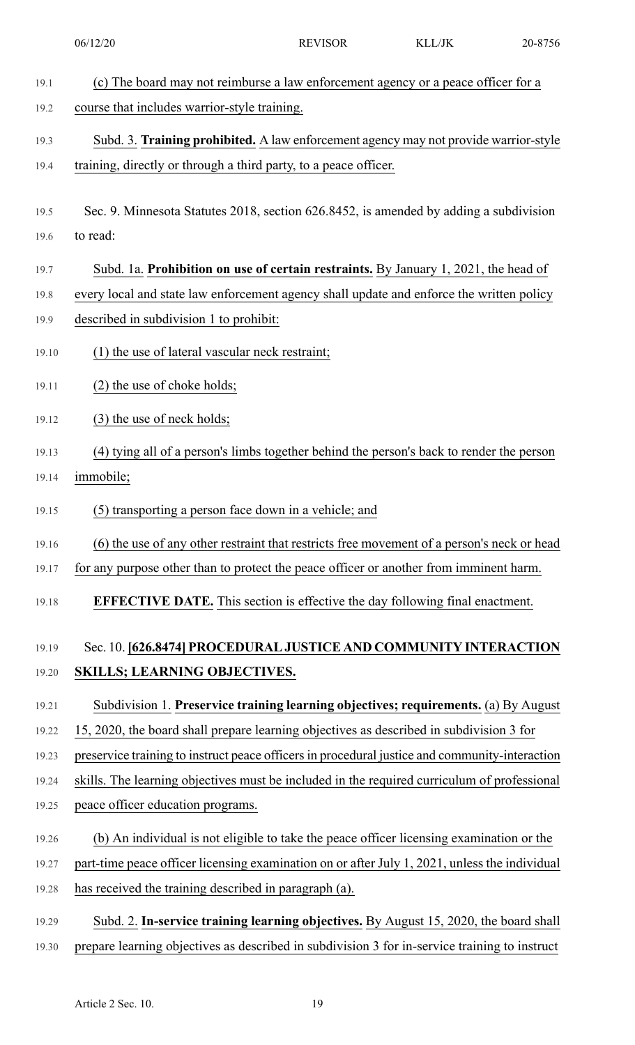(c) The board may not reimburse a law enforcement agency or a peace officer for a course that includes warrior-style training.

Subd. 3. **Training prohibited.** A law enforcement agency may not provide warrior-style training, directly or through a third party, to a peace officer.

Sec. 9. Minnesota Statutes 2018, section 626.8452, is amended by adding a subdivision to read:

Subd. 1a. **Prohibition on use of certain restraints.** By January 1, 2021, the head of every local and state law enforcement agency shall update and enforce the written policy described in subdivision 1 to prohibit:

(1) the use of lateral vascular neck restraint;

(2) the use of choke holds;

(3) the use of neck holds;

(4) tying all of a person's limbs together behind the person's back to render the person immobile;

(5) transporting a person face down in a vehicle; and

(6) the use of any other restraint that restricts free movement of a person's neck or head for any purpose other than to protect the peace officer or another from imminent harm.

**EFFECTIVE DATE.** This section is effective the day following final enactment.

Sec. 10. **[626.8474] PROCEDURAL JUSTICE AND COMMUNITY INTERACTION SKILLS; LEARNING OBJECTIVES.**

Subdivision 1. **Preservice training learning objectives; requirements.** (a) By August 15, 2020, the board shall prepare learning objectives as described in subdivision 3 for preservice training to instruct peace officers in procedural justice and community-interaction skills. The learning objectives must be included in the required curriculum of professional peace officer education programs.

(b) An individual is not eligible to take the peace officer licensing examination or the part-time peace officer licensing examination on or after July 1, 2021, unless the individual has received the training described in paragraph (a).

Subd. 2. **In-service training learning objectives.** By August 15, 2020, the board shall prepare learning objectives as described in subdivision 3 for in-service training to instruct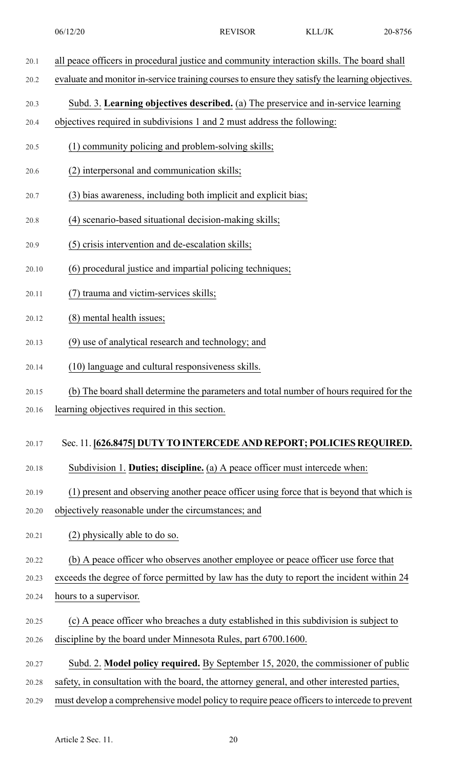all peace officers in procedural justice and community interaction skills. The board shall evaluate and monitor in-service training courses to ensure they satisfy the learning objectives.

Subd. 3. **Learning objectives described.** (a) The preservice and in-service learning objectives required in subdivisions 1 and 2 must address the following:

(1) community policing and problem-solving skills;

(2) interpersonal and communication skills;

(3) bias awareness, including both implicit and explicit bias;

(4) scenario-based situational decision-making skills;

(5) crisis intervention and de-escalation skills;

(6) procedural justice and impartial policing techniques;

(7) trauma and victim-services skills;

(8) mental health issues;

(9) use of analytical research and technology; and

(10) language and cultural responsiveness skills.

(b) The board shall determine the parameters and total number of hours required for the learning objectives required in this section.

Sec. 11. **[626.8475] DUTY TO INTERCEDE AND REPORT; POLICIES REQUIRED.**

Subdivision 1. **Duties; discipline.** (a) A peace officer must intercede when:

(1) present and observing another peace officer using force that is beyond that which is objectively reasonable under the circumstances; and

(2) physically able to do so.

(b) A peace officer who observes another employee or peace officer use force that exceeds the degree of force permitted by law has the duty to report the incident within 24 hours to a supervisor.

(c) A peace officer who breaches a duty established in this subdivision is subject to discipline by the board under Minnesota Rules, part 6700.1600.

Subd. 2. **Model policy required.** By September 15, 2020, the commissioner of public safety, in consultation with the board, the attorney general, and other interested parties, must develop a comprehensive model policy to require peace officers to intercede to prevent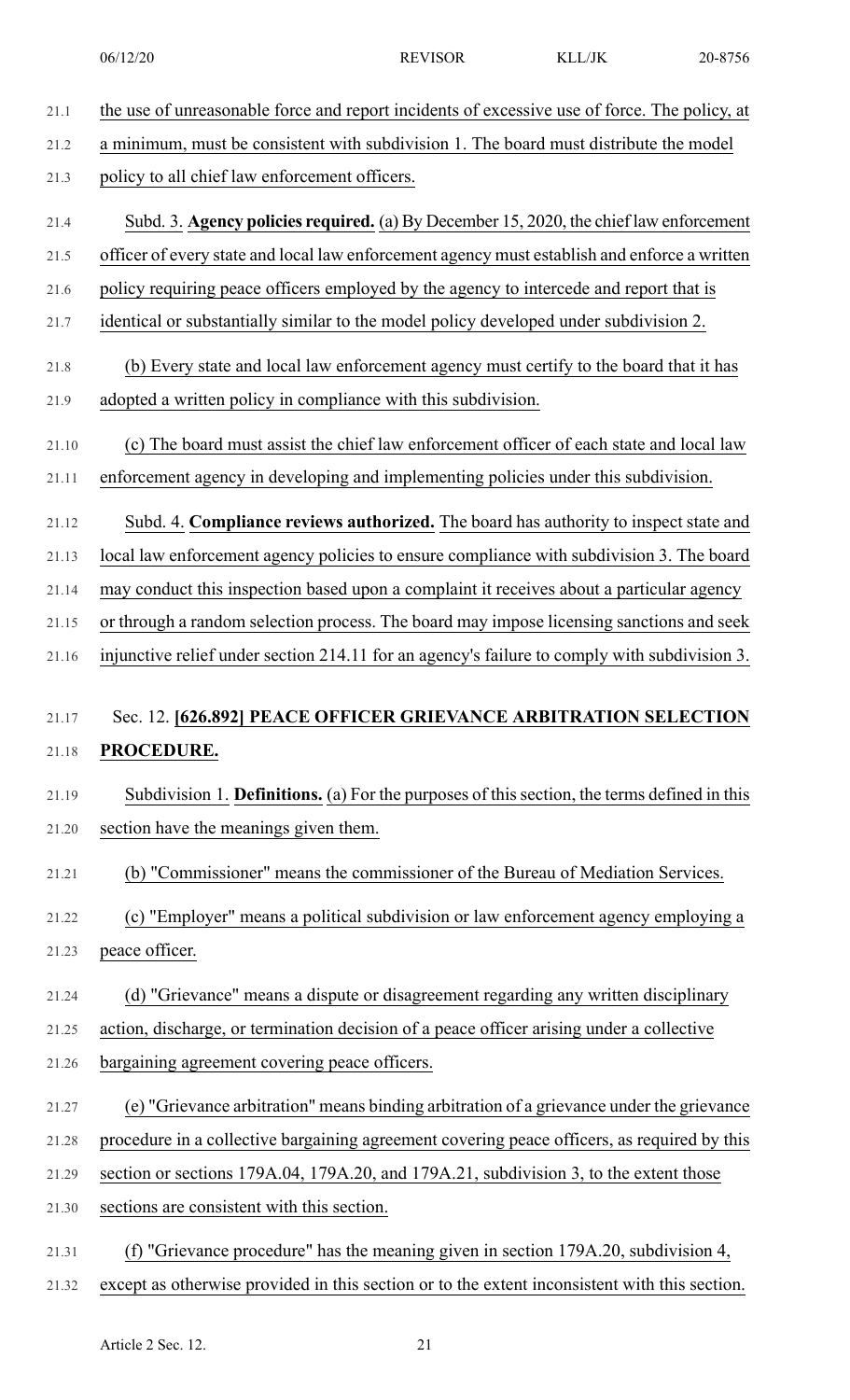the use of unreasonable force and report incidents of excessive use of force. The policy, at a minimum, must be consistent with subdivision 1. The board must distribute the model policy to all chief law enforcement officers.

Subd. 3. **Agency policies required.** (a) By December 15, 2020, the chief law enforcement officer of every state and local law enforcement agency must establish and enforce a written policy requiring peace officers employed by the agency to intercede and report that is identical or substantially similar to the model policy developed under subdivision 2.

(b) Every state and local law enforcement agency must certify to the board that it has adopted a written policy in compliance with this subdivision.

(c) The board must assist the chief law enforcement officer of each state and local law enforcement agency in developing and implementing policies under this subdivision.

Subd. 4. **Compliance reviews authorized.** The board has authority to inspect state and local law enforcement agency policies to ensure compliance with subdivision 3. The board may conduct this inspection based upon a complaint it receives about a particular agency or through a random selection process. The board may impose licensing sanctions and seek injunctive relief under section 214.11 for an agency's failure to comply with subdivision 3.

Sec. 12. **[626.892] PEACE OFFICER GRIEVANCE ARBITRATION SELECTION PROCEDURE.**

Subdivision 1. **Definitions.** (a) For the purposes of this section, the terms defined in this section have the meanings given them.

(b) "Commissioner" means the commissioner of the Bureau of Mediation Services.

(c) "Employer" means a political subdivision or law enforcement agency employing a peace officer.

(d) "Grievance" means a dispute or disagreement regarding any written disciplinary action, discharge, or termination decision of a peace officer arising under a collective bargaining agreement covering peace officers.

(e) "Grievance arbitration" means binding arbitration of a grievance under the grievance procedure in a collective bargaining agreement covering peace officers, as required by this section or sections 179A.04, 179A.20, and 179A.21, subdivision 3, to the extent those sections are consistent with this section.

(f) "Grievance procedure" has the meaning given in section 179A.20, subdivision 4, except as otherwise provided in this section or to the extent inconsistent with this section.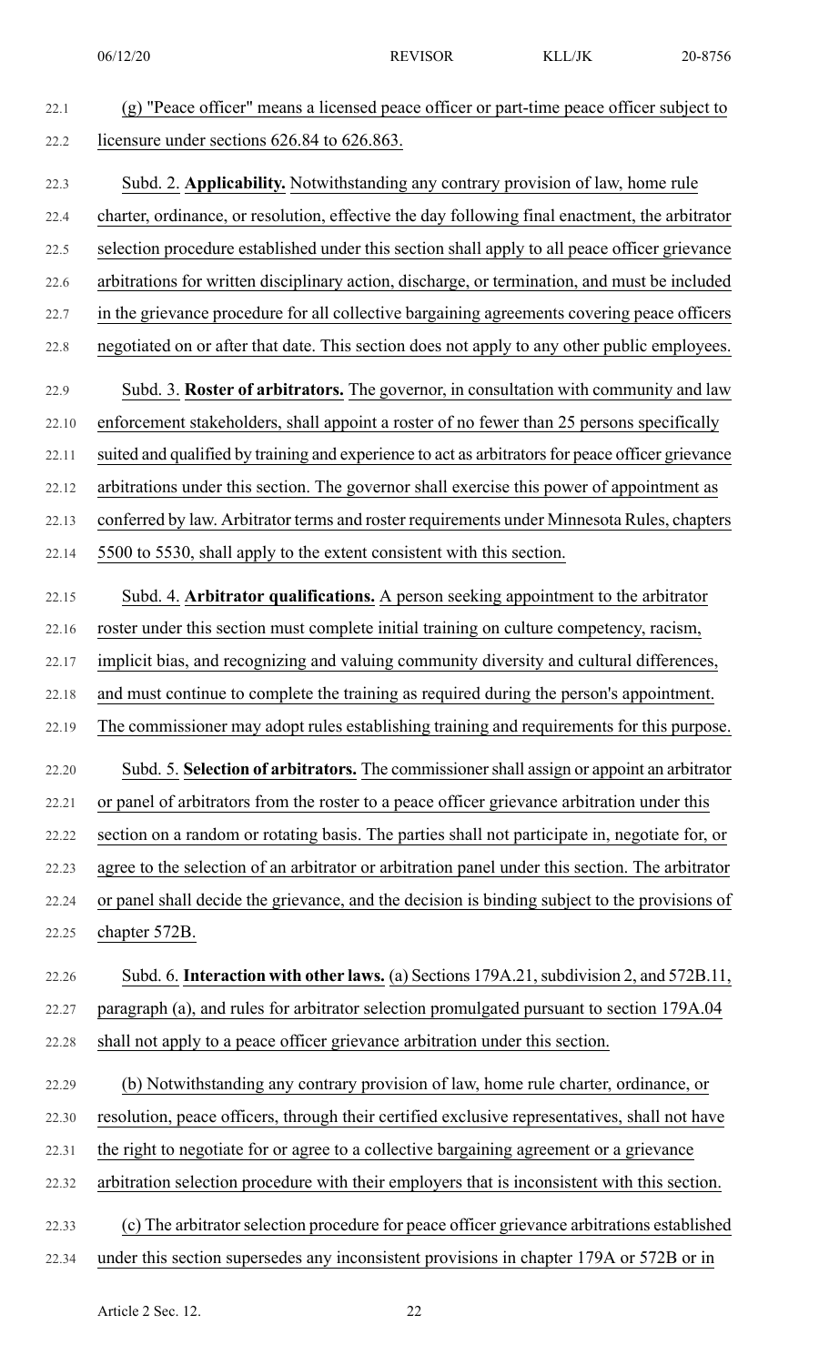(g) "Peace officer" means a licensed peace officer or part-time peace officer subject to licensure under sections 626.84 to 626.863.

Subd. 2. **Applicability.** Notwithstanding any contrary provision of law, home rule charter, ordinance, or resolution, effective the day following final enactment, the arbitrator selection procedure established under this section shall apply to all peace officer grievance arbitrations for written disciplinary action, discharge, or termination, and must be included in the grievance procedure for all collective bargaining agreements covering peace officers negotiated on or after that date. This section does not apply to any other public employees.

Subd. 3. **Roster of arbitrators.** The governor, in consultation with community and law enforcement stakeholders, shall appoint a roster of no fewer than 25 persons specifically suited and qualified by training and experience to act as arbitrators for peace officer grievance arbitrations under this section. The governor shall exercise this power of appointment as conferred by law. Arbitrator terms and roster requirements under Minnesota Rules, chapters 5500 to 5530, shall apply to the extent consistent with this section.

Subd. 4. **Arbitrator qualifications.** A person seeking appointment to the arbitrator roster under this section must complete initial training on culture competency, racism, implicit bias, and recognizing and valuing community diversity and cultural differences, and must continue to complete the training as required during the person's appointment. The commissioner may adopt rules establishing training and requirements for this purpose.

Subd. 5. **Selection of arbitrators.** The commissioner shall assign or appoint an arbitrator or panel of arbitrators from the roster to a peace officer grievance arbitration under this section on a random or rotating basis. The parties shall not participate in, negotiate for, or agree to the selection of an arbitrator or arbitration panel under this section. The arbitrator or panel shall decide the grievance, and the decision is binding subject to the provisions of chapter 572B.

Subd. 6. **Interaction with other laws.** (a) Sections 179A.21, subdivision 2, and 572B.11, paragraph (a), and rules for arbitrator selection promulgated pursuant to section 179A.04 shall not apply to a peace officer grievance arbitration under this section.

(b) Notwithstanding any contrary provision of law, home rule charter, ordinance, or resolution, peace officers, through their certified exclusive representatives, shall not have the right to negotiate for or agree to a collective bargaining agreement or a grievance arbitration selection procedure with their employers that is inconsistent with this section.

(c) The arbitrator selection procedure for peace officer grievance arbitrations established under this section supersedes any inconsistent provisions in chapter 179A or 572B or in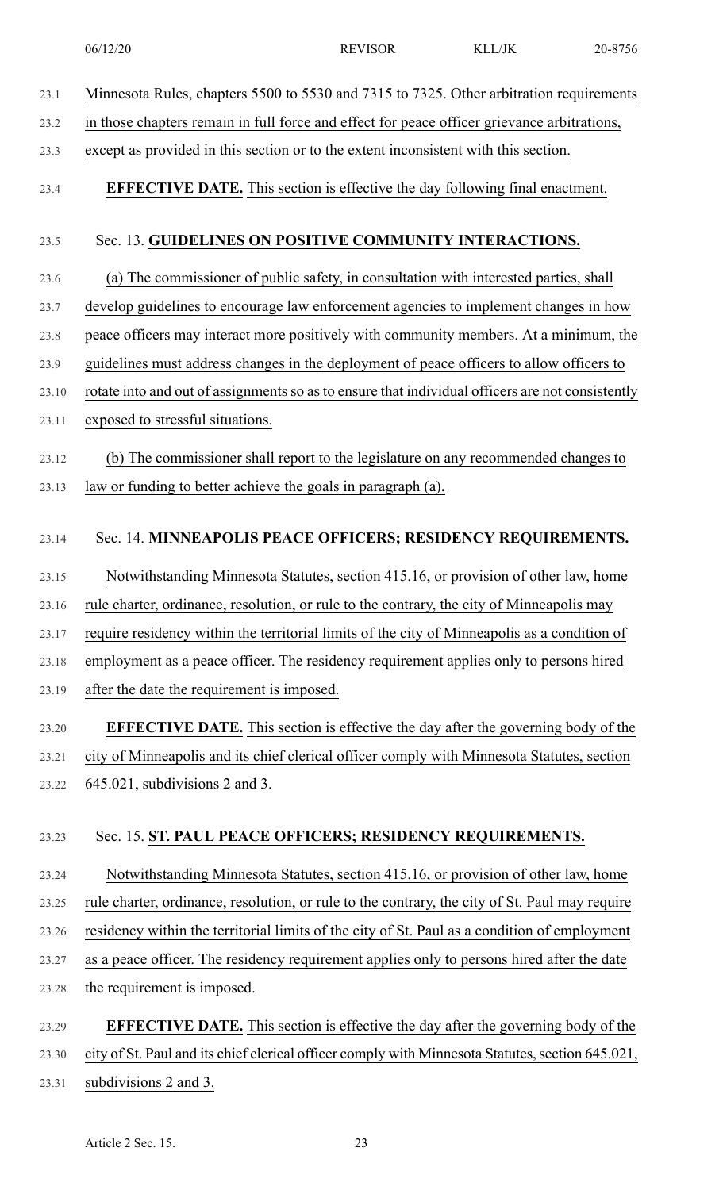Minnesota Rules, chapters 5500 to 5530 and 7315 to 7325. Other arbitration requirements in those chapters remain in full force and effect for peace officer grievance arbitrations, except as provided in this section or to the extent inconsistent with this section.

**EFFECTIVE DATE.** This section is effective the day following final enactment.

Sec. 13. **GUIDELINES ON POSITIVE COMMUNITY INTERACTIONS.**

(a) The commissioner of public safety, in consultation with interested parties, shall develop guidelines to encourage law enforcement agencies to implement changes in how peace officers may interact more positively with community members. At a minimum, the guidelines must address changes in the deployment of peace officers to allow officers to rotate into and out of assignments so as to ensure that individual officers are not consistently exposed to stressful situations.

(b) The commissioner shall report to the legislature on any recommended changes to law or funding to better achieve the goals in paragraph (a).

Sec. 14. **MINNEAPOLIS PEACE OFFICERS; RESIDENCY REQUIREMENTS.**

Notwithstanding Minnesota Statutes, section 415.16, or provision of other law, home rule charter, ordinance, resolution, or rule to the contrary, the city of Minneapolis may require residency within the territorial limits of the city of Minneapolis as a condition of employment as a peace officer. The residency requirement applies only to persons hired after the date the requirement is imposed.

**EFFECTIVE DATE.** This section is effective the day after the governing body of the city of Minneapolis and its chief clerical officer comply with Minnesota Statutes, section 645.021, subdivisions 2 and 3.

Sec. 15. **ST. PAUL PEACE OFFICERS; RESIDENCY REQUIREMENTS.**

Notwithstanding Minnesota Statutes, section 415.16, or provision of other law, home rule charter, ordinance, resolution, or rule to the contrary, the city of St. Paul may require residency within the territorial limits of the city of St. Paul as a condition of employment as a peace officer. The residency requirement applies only to persons hired after the date the requirement is imposed.

**EFFECTIVE DATE.** This section is effective the day after the governing body of the city of St. Paul and its chief clerical officer comply with Minnesota Statutes, section 645.021, subdivisions 2 and 3.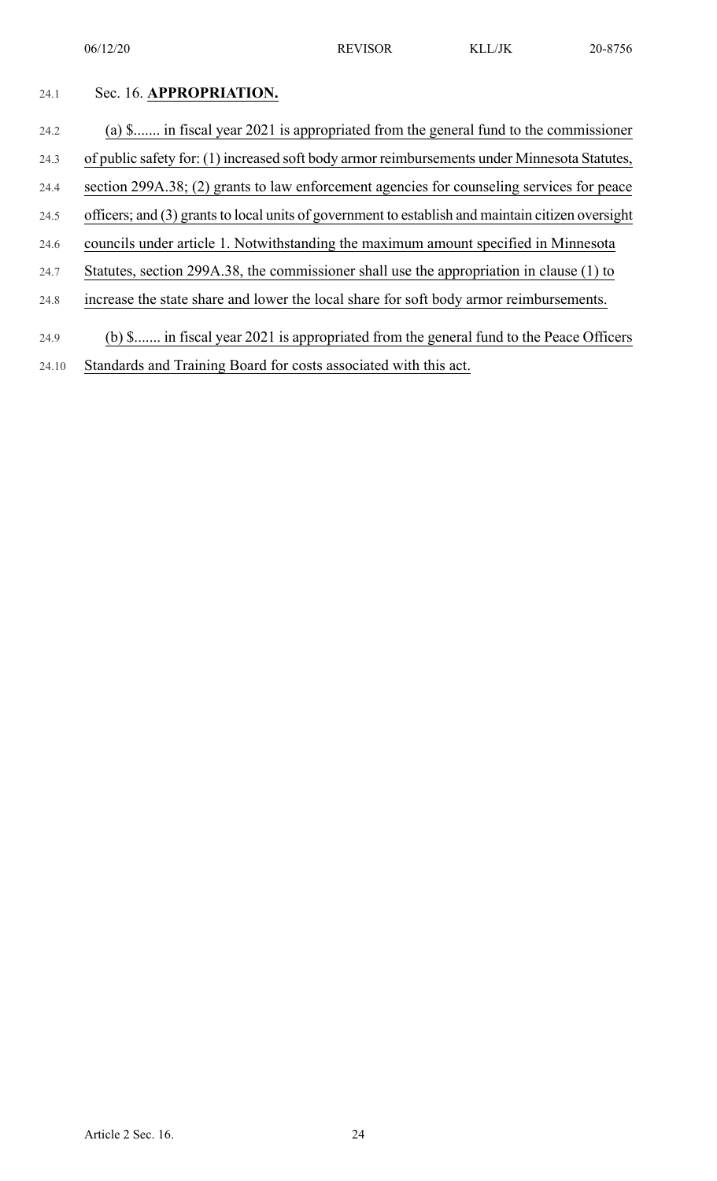Sec. 16. **APPROPRIATION.**

(a) $....... in fiscal year 2021 is appropriated from the general fund to the commissioner of public safety for: (1) increased soft body armor reimbursements under Minnesota Statutes, section 299A.38; (2) grants to law enforcement agencies for counseling services for peace officers; and (3) grants to local units of government to establish and maintain citizen oversight councils under article 1. Notwithstanding the maximum amount specified in Minnesota Statutes, section 299A.38, the commissioner shall use the appropriation in clause (1) to increase the state share and lower the local share for soft body armor reimbursements.

(b) $....... in fiscal year 2021 is appropriated from the general fund to the Peace Officers Standards and Training Board for costs associated with this act.